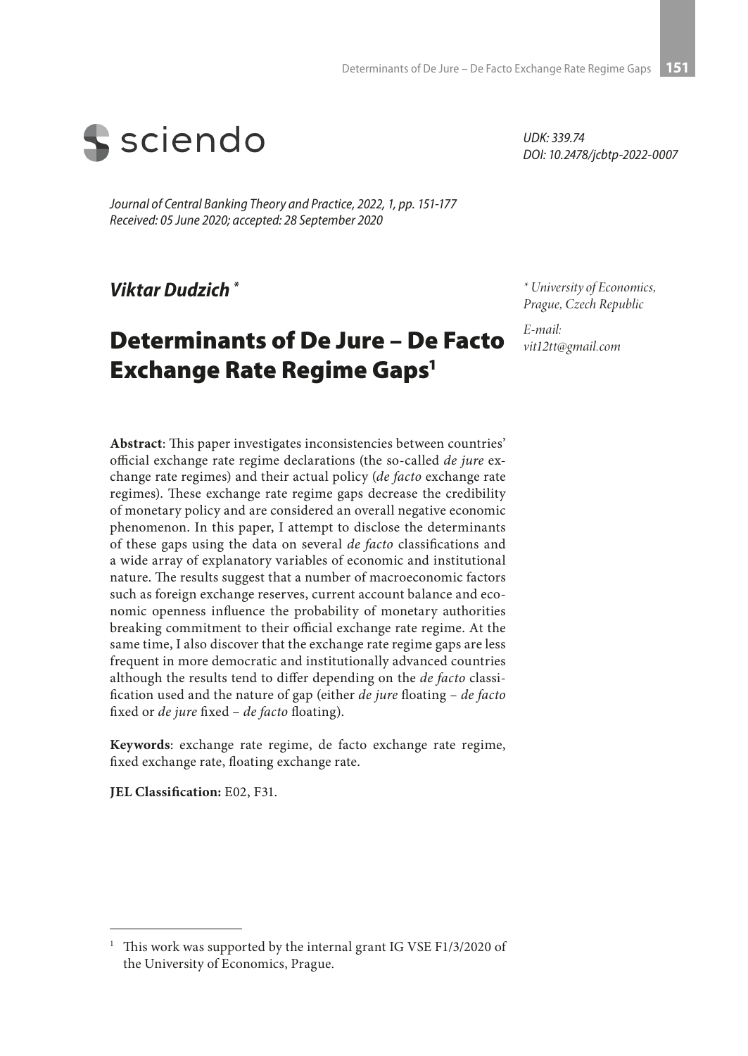sciendo

UDK: 339.74
DOI: 10.2478/jcbtp-2022-0007

*Journal of Central Banking Theory and Practice, 2022, 1, pp. 151-177*
*Received: 05 June 2020; accepted: 28 September 2020*

***Viktar Dudzich*** *

\* *University of Economics, Prague, Czech Republic*

*E-mail: vit12tt@gmail.com*

# Determinants of De Jure – De Facto Exchange Rate Regime Gaps[1]

**Abstract**: This paper investigates inconsistencies between countries' official exchange rate regime declarations (the so-called *de jure* exchange rate regimes) and their actual policy (*de facto* exchange rate regimes). These exchange rate regime gaps decrease the credibility of monetary policy and are considered an overall negative economic phenomenon. In this paper, I attempt to disclose the determinants of these gaps using the data on several *de facto* classifications and a wide array of explanatory variables of economic and institutional nature. The results suggest that a number of macroeconomic factors such as foreign exchange reserves, current account balance and economic openness influence the probability of monetary authorities breaking commitment to their official exchange rate regime. At the same time, I also discover that the exchange rate regime gaps are less frequent in more democratic and institutionally advanced countries although the results tend to differ depending on the *de facto* classification used and the nature of gap (either *de jure* floating – *de facto* fixed or *de jure* fixed – *de facto* floating).

**Keywords**: exchange rate regime, de facto exchange rate regime, fixed exchange rate, floating exchange rate.

**JEL Classification:** E02, F31.

[1] This work was supported by the internal grant IG VSE F1/3/2020 of the University of Economics, Prague.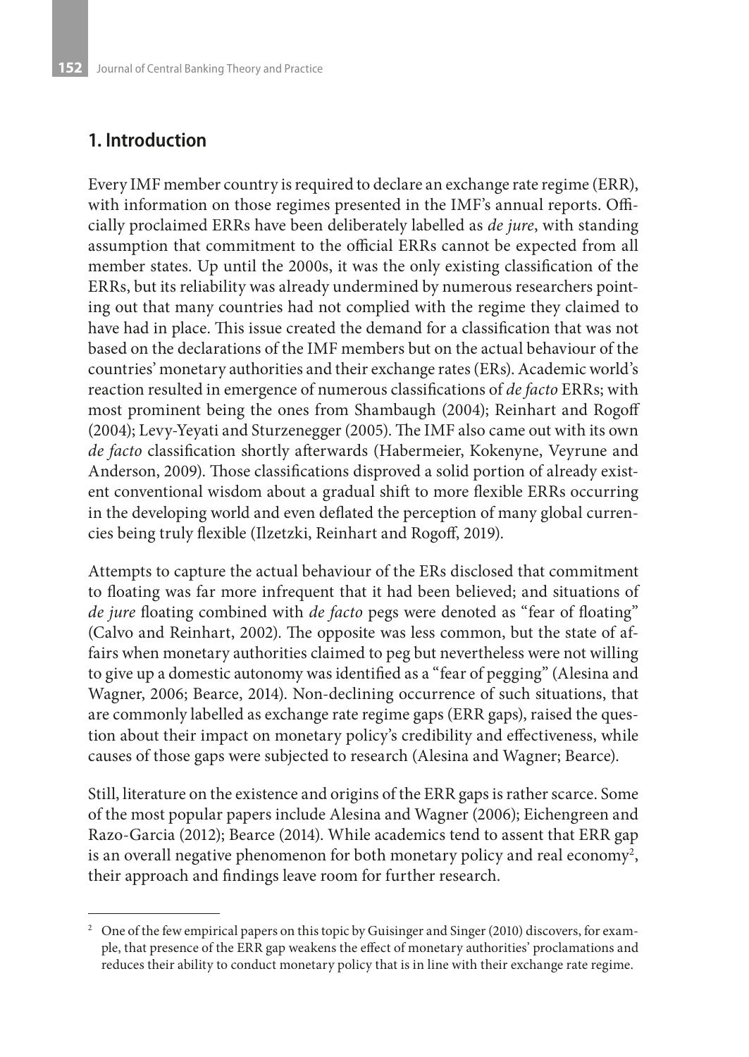## 1. Introduction

Every IMF member country is required to declare an exchange rate regime (ERR), with information on those regimes presented in the IMF's annual reports. Officially proclaimed ERRs have been deliberately labelled as *de jure*, with standing assumption that commitment to the official ERRs cannot be expected from all member states. Up until the 2000s, it was the only existing classification of the ERRs, but its reliability was already undermined by numerous researchers pointing out that many countries had not complied with the regime they claimed to have had in place. This issue created the demand for a classification that was not based on the declarations of the IMF members but on the actual behaviour of the countries' monetary authorities and their exchange rates (ERs). Academic world's reaction resulted in emergence of numerous classifications of *de facto* ERRs; with most prominent being the ones from Shambaugh (2004); Reinhart and Rogoff (2004); Levy-Yeyati and Sturzenegger (2005). The IMF also came out with its own *de facto* classification shortly afterwards (Habermeier, Kokenyne, Veyrune and Anderson, 2009). Those classifications disproved a solid portion of already existent conventional wisdom about a gradual shift to more flexible ERRs occurring in the developing world and even deflated the perception of many global currencies being truly flexible (Ilzetzki, Reinhart and Rogoff, 2019).

Attempts to capture the actual behaviour of the ERs disclosed that commitment to floating was far more infrequent that it had been believed; and situations of *de jure* floating combined with *de facto* pegs were denoted as "fear of floating" (Calvo and Reinhart, 2002). The opposite was less common, but the state of affairs when monetary authorities claimed to peg but nevertheless were not willing to give up a domestic autonomy was identified as a "fear of pegging" (Alesina and Wagner, 2006; Bearce, 2014). Non-declining occurrence of such situations, that are commonly labelled as exchange rate regime gaps (ERR gaps), raised the question about their impact on monetary policy's credibility and effectiveness, while causes of those gaps were subjected to research (Alesina and Wagner; Bearce).

Still, literature on the existence and origins of the ERR gaps is rather scarce. Some of the most popular papers include Alesina and Wagner (2006); Eichengreen and Razo-Garcia (2012); Bearce (2014). While academics tend to assent that ERR gap is an overall negative phenomenon for both monetary policy and real economy[2], their approach and findings leave room for further research.

[2] One of the few empirical papers on this topic by Guisinger and Singer (2010) discovers, for example, that presence of the ERR gap weakens the effect of monetary authorities' proclamations and reduces their ability to conduct monetary policy that is in line with their exchange rate regime.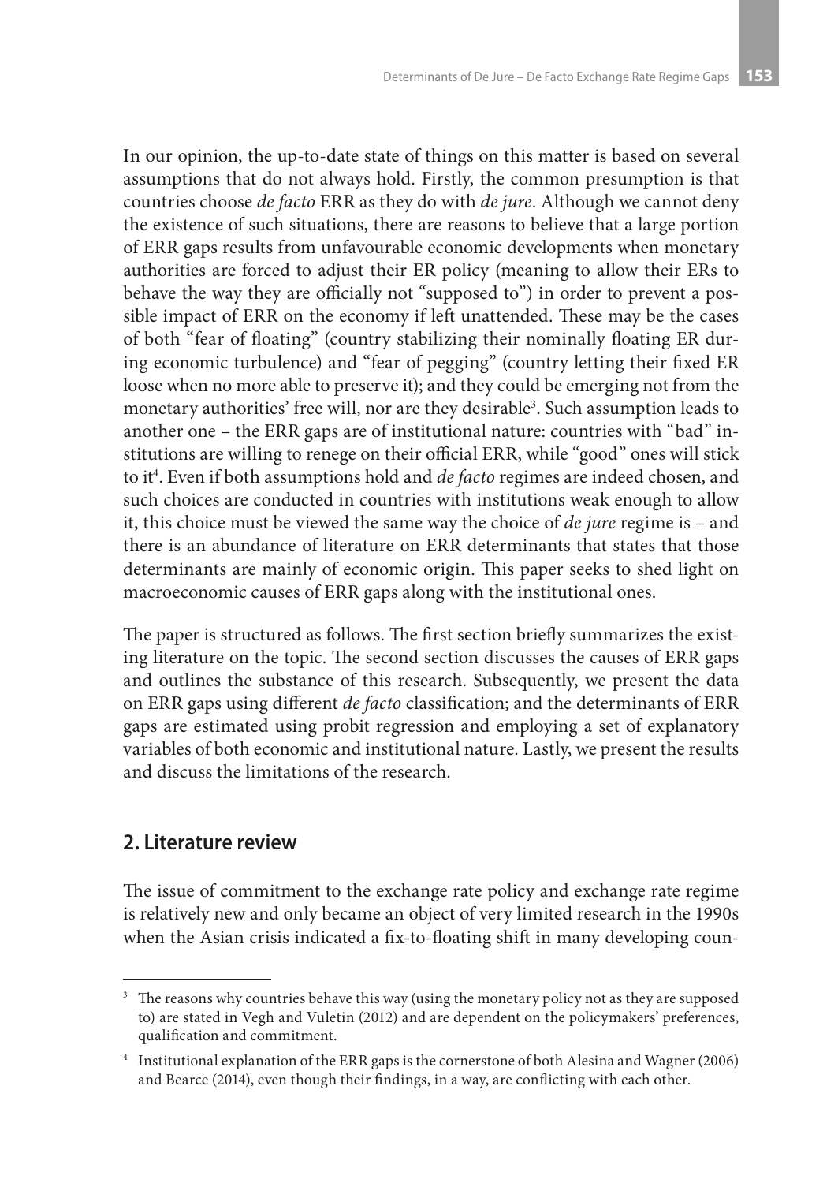In our opinion, the up-to-date state of things on this matter is based on several assumptions that do not always hold. Firstly, the common presumption is that countries choose *de facto* ERR as they do with *de jure*. Although we cannot deny the existence of such situations, there are reasons to believe that a large portion of ERR gaps results from unfavourable economic developments when monetary authorities are forced to adjust their ER policy (meaning to allow their ERs to behave the way they are officially not "supposed to") in order to prevent a possible impact of ERR on the economy if left unattended. These may be the cases of both "fear of floating" (country stabilizing their nominally floating ER during economic turbulence) and "fear of pegging" (country letting their fixed ER loose when no more able to preserve it); and they could be emerging not from the monetary authorities' free will, nor are they desirable[3]. Such assumption leads to another one – the ERR gaps are of institutional nature: countries with "bad" institutions are willing to renege on their official ERR, while "good" ones will stick to it[4]. Even if both assumptions hold and *de facto* regimes are indeed chosen, and such choices are conducted in countries with institutions weak enough to allow it, this choice must be viewed the same way the choice of *de jure* regime is – and there is an abundance of literature on ERR determinants that states that those determinants are mainly of economic origin. This paper seeks to shed light on macroeconomic causes of ERR gaps along with the institutional ones.

The paper is structured as follows. The first section briefly summarizes the existing literature on the topic. The second section discusses the causes of ERR gaps and outlines the substance of this research. Subsequently, we present the data on ERR gaps using different *de facto* classification; and the determinants of ERR gaps are estimated using probit regression and employing a set of explanatory variables of both economic and institutional nature. Lastly, we present the results and discuss the limitations of the research.

## 2. Literature review

The issue of commitment to the exchange rate policy and exchange rate regime is relatively new and only became an object of very limited research in the 1990s when the Asian crisis indicated a fix-to-floating shift in many developing coun-

---

[3] The reasons why countries behave this way (using the monetary policy not as they are supposed to) are stated in Vegh and Vuletin (2012) and are dependent on the policymakers' preferences, qualification and commitment.

[4] Institutional explanation of the ERR gaps is the cornerstone of both Alesina and Wagner (2006) and Bearce (2014), even though their findings, in a way, are conflicting with each other.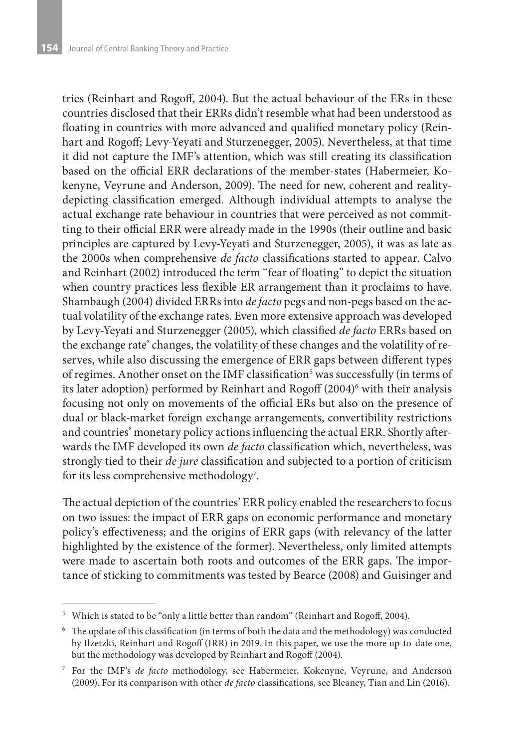tries (Reinhart and Rogoff, 2004). But the actual behaviour of the ERs in these countries disclosed that their ERRs didn't resemble what had been understood as floating in countries with more advanced and qualified monetary policy (Reinhart and Rogoff; Levy-Yeyati and Sturzenegger, 2005). Nevertheless, at that time it did not capture the IMF's attention, which was still creating its classification based on the official ERR declarations of the member-states (Habermeier, Kokenyne, Veyrune and Anderson, 2009). The need for new, coherent and reality-depicting classification emerged. Although individual attempts to analyse the actual exchange rate behaviour in countries that were perceived as not committing to their official ERR were already made in the 1990s (their outline and basic principles are captured by Levy-Yeyati and Sturzenegger, 2005), it was as late as the 2000s when comprehensive *de facto* classifications started to appear. Calvo and Reinhart (2002) introduced the term "fear of floating" to depict the situation when country practices less flexible ER arrangement than it proclaims to have. Shambaugh (2004) divided ERRs into *de facto* pegs and non-pegs based on the actual volatility of the exchange rates. Even more extensive approach was developed by Levy-Yeyati and Sturzenegger (2005), which classified *de facto* ERRs based on the exchange rate' changes, the volatility of these changes and the volatility of reserves, while also discussing the emergence of ERR gaps between different types of regimes. Another onset on the IMF classification[5] was successfully (in terms of its later adoption) performed by Reinhart and Rogoff (2004)[6] with their analysis focusing not only on movements of the official ERs but also on the presence of dual or black-market foreign exchange arrangements, convertibility restrictions and countries' monetary policy actions influencing the actual ERR. Shortly afterwards the IMF developed its own *de facto* classification which, nevertheless, was strongly tied to their *de jure* classification and subjected to a portion of criticism for its less comprehensive methodology[7].

The actual depiction of the countries' ERR policy enabled the researchers to focus on two issues: the impact of ERR gaps on economic performance and monetary policy's effectiveness; and the origins of ERR gaps (with relevancy of the latter highlighted by the existence of the former). Nevertheless, only limited attempts were made to ascertain both roots and outcomes of the ERR gaps. The importance of sticking to commitments was tested by Bearce (2008) and Guisinger and

---

[5] Which is stated to be "only a little better than random" (Reinhart and Rogoff, 2004).

[6] The update of this classification (in terms of both the data and the methodology) was conducted by Ilzetzki, Reinhart and Rogoff (IRR) in 2019. In this paper, we use the more up-to-date one, but the methodology was developed by Reinhart and Rogoff (2004).

[7] For the IMF's *de facto* methodology, see Habermeier, Kokenyne, Veyrune, and Anderson (2009). For its comparison with other *de facto* classifications, see Bleaney, Tian and Lin (2016).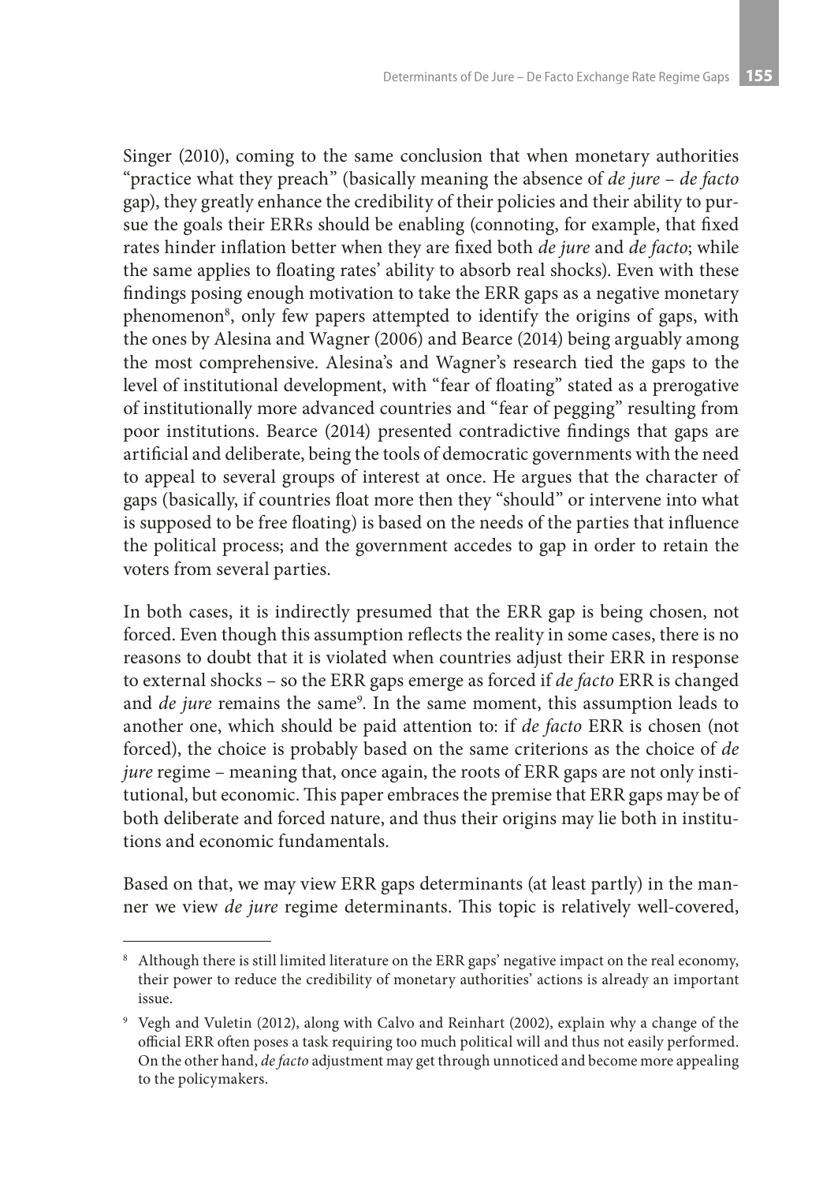Singer (2010), coming to the same conclusion that when monetary authorities "practice what they preach" (basically meaning the absence of *de jure* – *de facto* gap), they greatly enhance the credibility of their policies and their ability to pursue the goals their ERRs should be enabling (connoting, for example, that fixed rates hinder inflation better when they are fixed both *de jure* and *de facto*; while the same applies to floating rates' ability to absorb real shocks). Even with these findings posing enough motivation to take the ERR gaps as a negative monetary phenomenon[8], only few papers attempted to identify the origins of gaps, with the ones by Alesina and Wagner (2006) and Bearce (2014) being arguably among the most comprehensive. Alesina's and Wagner's research tied the gaps to the level of institutional development, with "fear of floating" stated as a prerogative of institutionally more advanced countries and "fear of pegging" resulting from poor institutions. Bearce (2014) presented contradictive findings that gaps are artificial and deliberate, being the tools of democratic governments with the need to appeal to several groups of interest at once. He argues that the character of gaps (basically, if countries float more then they "should" or intervene into what is supposed to be free floating) is based on the needs of the parties that influence the political process; and the government accedes to gap in order to retain the voters from several parties.

In both cases, it is indirectly presumed that the ERR gap is being chosen, not forced. Even though this assumption reflects the reality in some cases, there is no reasons to doubt that it is violated when countries adjust their ERR in response to external shocks – so the ERR gaps emerge as forced if *de facto* ERR is changed and *de jure* remains the same[9]. In the same moment, this assumption leads to another one, which should be paid attention to: if *de facto* ERR is chosen (not forced), the choice is probably based on the same criterions as the choice of *de jure* regime – meaning that, once again, the roots of ERR gaps are not only institutional, but economic. This paper embraces the premise that ERR gaps may be of both deliberate and forced nature, and thus their origins may lie both in institutions and economic fundamentals.

Based on that, we may view ERR gaps determinants (at least partly) in the manner we view *de jure* regime determinants. This topic is relatively well-covered,

---

[8] Although there is still limited literature on the ERR gaps' negative impact on the real economy, their power to reduce the credibility of monetary authorities' actions is already an important issue.

[9] Vegh and Vuletin (2012), along with Calvo and Reinhart (2002), explain why a change of the official ERR often poses a task requiring too much political will and thus not easily performed. On the other hand, *de facto* adjustment may get through unnoticed and become more appealing to the policymakers.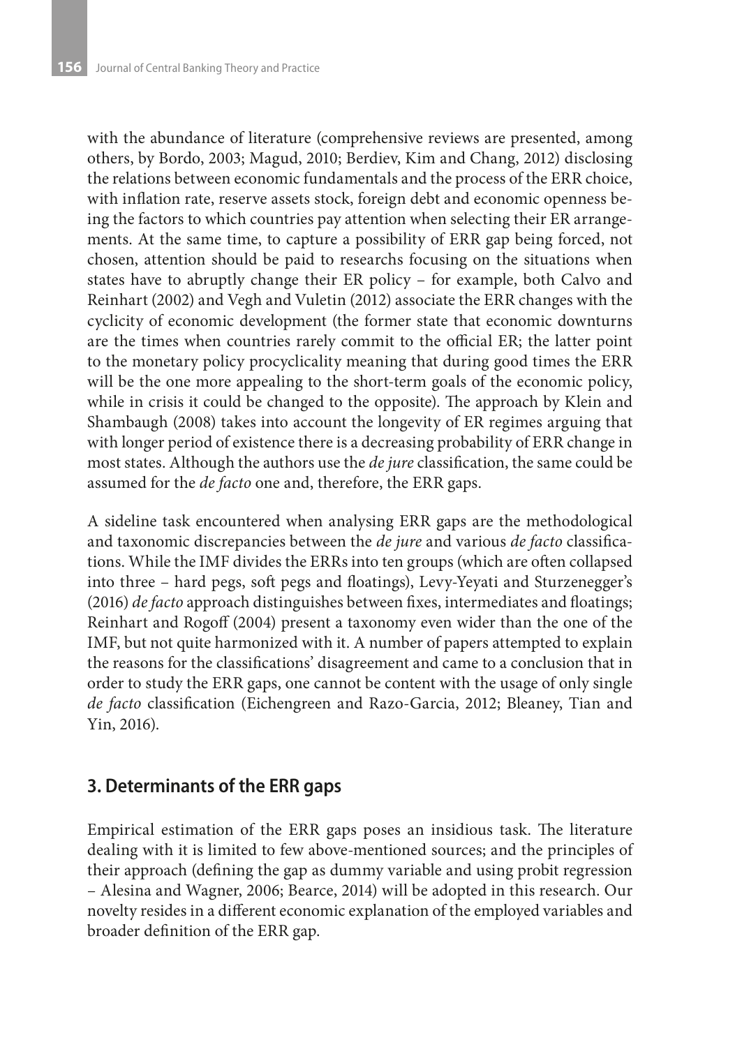with the abundance of literature (comprehensive reviews are presented, among others, by Bordo, 2003; Magud, 2010; Berdiev, Kim and Chang, 2012) disclosing the relations between economic fundamentals and the process of the ERR choice, with inflation rate, reserve assets stock, foreign debt and economic openness being the factors to which countries pay attention when selecting their ER arrangements. At the same time, to capture a possibility of ERR gap being forced, not chosen, attention should be paid to researchs focusing on the situations when states have to abruptly change their ER policy – for example, both Calvo and Reinhart (2002) and Vegh and Vuletin (2012) associate the ERR changes with the cyclicity of economic development (the former state that economic downturns are the times when countries rarely commit to the official ER; the latter point to the monetary policy procyclicality meaning that during good times the ERR will be the one more appealing to the short-term goals of the economic policy, while in crisis it could be changed to the opposite). The approach by Klein and Shambaugh (2008) takes into account the longevity of ER regimes arguing that with longer period of existence there is a decreasing probability of ERR change in most states. Although the authors use the *de jure* classification, the same could be assumed for the *de facto* one and, therefore, the ERR gaps.

A sideline task encountered when analysing ERR gaps are the methodological and taxonomic discrepancies between the *de jure* and various *de facto* classifications. While the IMF divides the ERRs into ten groups (which are often collapsed into three – hard pegs, soft pegs and floatings), Levy-Yeyati and Sturzenegger's (2016) *de facto* approach distinguishes between fixes, intermediates and floatings; Reinhart and Rogoff (2004) present a taxonomy even wider than the one of the IMF, but not quite harmonized with it. A number of papers attempted to explain the reasons for the classifications' disagreement and came to a conclusion that in order to study the ERR gaps, one cannot be content with the usage of only single *de facto* classification (Eichengreen and Razo-Garcia, 2012; Bleaney, Tian and Yin, 2016).

## 3. Determinants of the ERR gaps

Empirical estimation of the ERR gaps poses an insidious task. The literature dealing with it is limited to few above-mentioned sources; and the principles of their approach (defining the gap as dummy variable and using probit regression – Alesina and Wagner, 2006; Bearce, 2014) will be adopted in this research. Our novelty resides in a different economic explanation of the employed variables and broader definition of the ERR gap.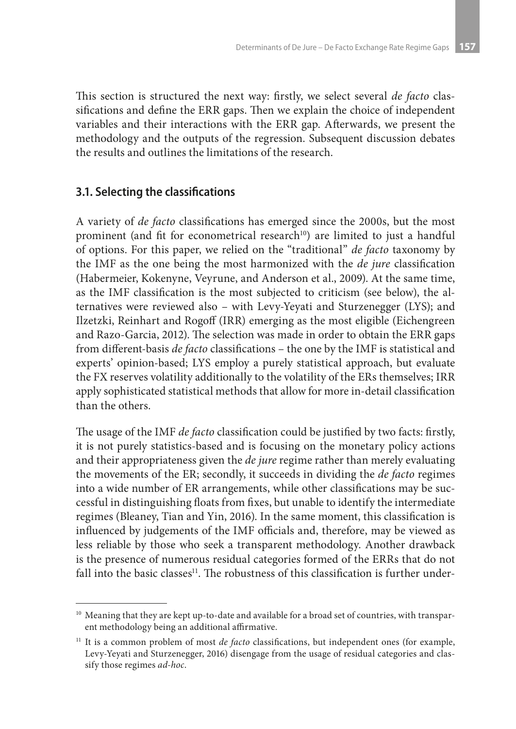This section is structured the next way: firstly, we select several *de facto* classifications and define the ERR gaps. Then we explain the choice of independent variables and their interactions with the ERR gap. Afterwards, we present the methodology and the outputs of the regression. Subsequent discussion debates the results and outlines the limitations of the research.

### 3.1. Selecting the classifications

A variety of *de facto* classifications has emerged since the 2000s, but the most prominent (and fit for econometrical research[10]) are limited to just a handful of options. For this paper, we relied on the "traditional" *de facto* taxonomy by the IMF as the one being the most harmonized with the *de jure* classification (Habermeier, Kokenyne, Veyrune, and Anderson et al., 2009). At the same time, as the IMF classification is the most subjected to criticism (see below), the alternatives were reviewed also – with Levy-Yeyati and Sturzenegger (LYS); and Ilzetzki, Reinhart and Rogoff (IRR) emerging as the most eligible (Eichengreen and Razo-Garcia, 2012). The selection was made in order to obtain the ERR gaps from different-basis *de facto* classifications – the one by the IMF is statistical and experts' opinion-based; LYS employ a purely statistical approach, but evaluate the FX reserves volatility additionally to the volatility of the ERs themselves; IRR apply sophisticated statistical methods that allow for more in-detail classification than the others.

The usage of the IMF *de facto* classification could be justified by two facts: firstly, it is not purely statistics-based and is focusing on the monetary policy actions and their appropriateness given the *de jure* regime rather than merely evaluating the movements of the ER; secondly, it succeeds in dividing the *de facto* regimes into a wide number of ER arrangements, while other classifications may be successful in distinguishing floats from fixes, but unable to identify the intermediate regimes (Bleaney, Tian and Yin, 2016). In the same moment, this classification is influenced by judgements of the IMF officials and, therefore, may be viewed as less reliable by those who seek a transparent methodology. Another drawback is the presence of numerous residual categories formed of the ERRs that do not fall into the basic classes[11]. The robustness of this classification is further under-

[10] Meaning that they are kept up-to-date and available for a broad set of countries, with transparent methodology being an additional affirmative.

[11] It is a common problem of most *de facto* classifications, but independent ones (for example, Levy-Yeyati and Sturzenegger, 2016) disengage from the usage of residual categories and classify those regimes *ad-hoc*.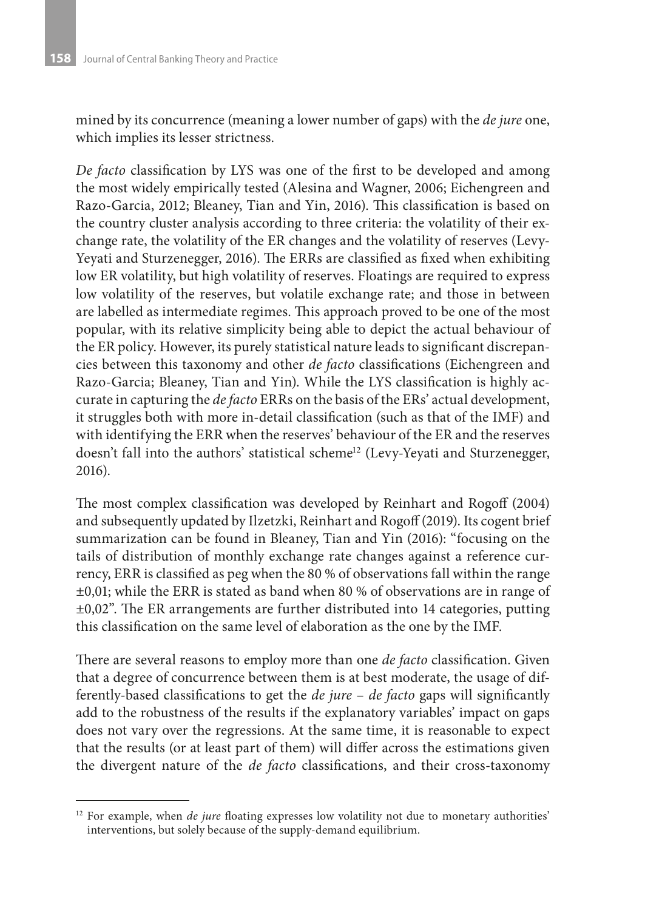mined by its concurrence (meaning a lower number of gaps) with the *de jure* one, which implies its lesser strictness.

*De facto* classification by LYS was one of the first to be developed and among the most widely empirically tested (Alesina and Wagner, 2006; Eichengreen and Razo-Garcia, 2012; Bleaney, Tian and Yin, 2016). This classification is based on the country cluster analysis according to three criteria: the volatility of their exchange rate, the volatility of the ER changes and the volatility of reserves (Levy-Yeyati and Sturzenegger, 2016). The ERRs are classified as fixed when exhibiting low ER volatility, but high volatility of reserves. Floatings are required to express low volatility of the reserves, but volatile exchange rate; and those in between are labelled as intermediate regimes. This approach proved to be one of the most popular, with its relative simplicity being able to depict the actual behaviour of the ER policy. However, its purely statistical nature leads to significant discrepancies between this taxonomy and other *de facto* classifications (Eichengreen and Razo-Garcia; Bleaney, Tian and Yin). While the LYS classification is highly accurate in capturing the *de facto* ERRs on the basis of the ERs' actual development, it struggles both with more in-detail classification (such as that of the IMF) and with identifying the ERR when the reserves' behaviour of the ER and the reserves doesn't fall into the authors' statistical scheme[12] (Levy-Yeyati and Sturzenegger, 2016).

The most complex classification was developed by Reinhart and Rogoff (2004) and subsequently updated by Ilzetzki, Reinhart and Rogoff (2019). Its cogent brief summarization can be found in Bleaney, Tian and Yin (2016): "focusing on the tails of distribution of monthly exchange rate changes against a reference currency, ERR is classified as peg when the 80 % of observations fall within the range ±0,01; while the ERR is stated as band when 80 % of observations are in range of ±0,02". The ER arrangements are further distributed into 14 categories, putting this classification on the same level of elaboration as the one by the IMF.

There are several reasons to employ more than one *de facto* classification. Given that a degree of concurrence between them is at best moderate, the usage of differently-based classifications to get the *de jure* – *de facto* gaps will significantly add to the robustness of the results if the explanatory variables' impact on gaps does not vary over the regressions. At the same time, it is reasonable to expect that the results (or at least part of them) will differ across the estimations given the divergent nature of the *de facto* classifications, and their cross-taxonomy

[12] For example, when *de jure* floating expresses low volatility not due to monetary authorities' interventions, but solely because of the supply-demand equilibrium.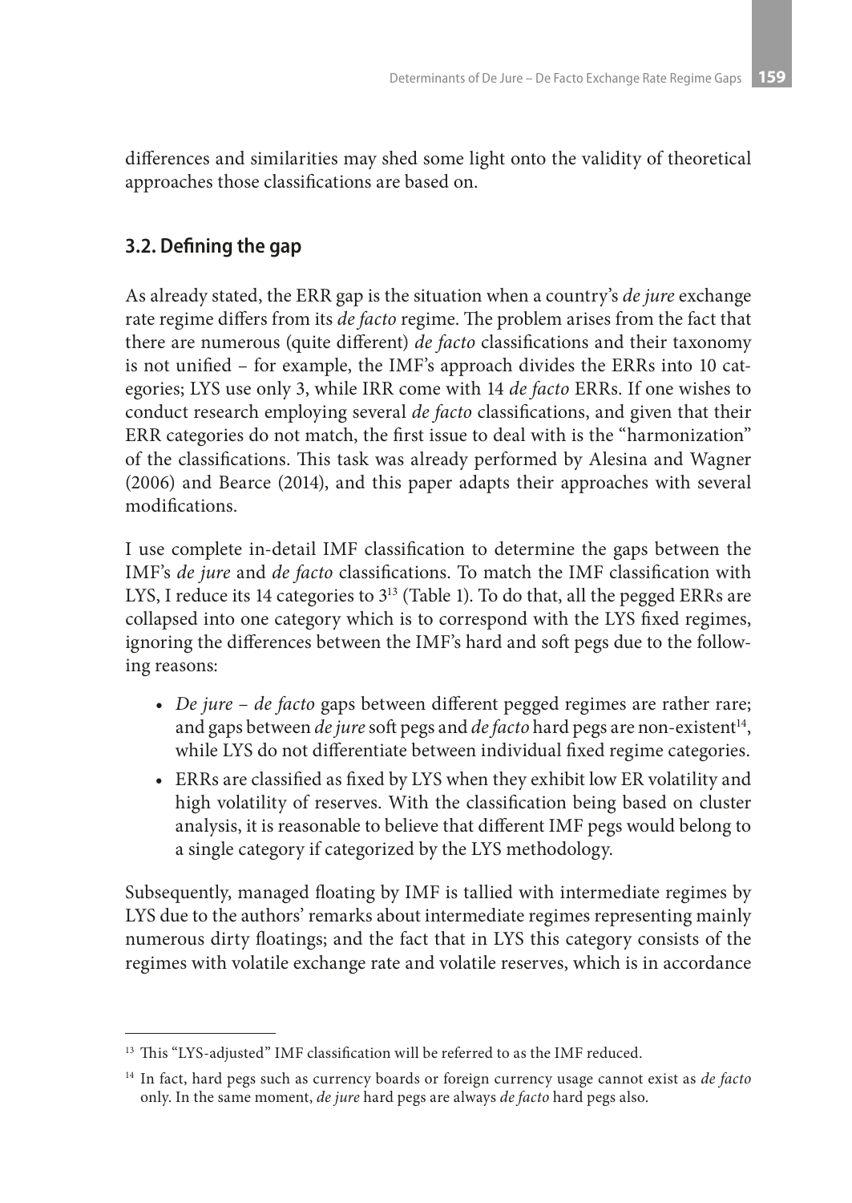differences and similarities may shed some light onto the validity of theoretical approaches those classifications are based on.

### 3.2. Defining the gap

As already stated, the ERR gap is the situation when a country's *de jure* exchange rate regime differs from its *de facto* regime. The problem arises from the fact that there are numerous (quite different) *de facto* classifications and their taxonomy is not unified – for example, the IMF's approach divides the ERRs into 10 categories; LYS use only 3, while IRR come with 14 *de facto* ERRs. If one wishes to conduct research employing several *de facto* classifications, and given that their ERR categories do not match, the first issue to deal with is the "harmonization" of the classifications. This task was already performed by Alesina and Wagner (2006) and Bearce (2014), and this paper adapts their approaches with several modifications.

I use complete in-detail IMF classification to determine the gaps between the IMF's *de jure* and *de facto* classifications. To match the IMF classification with LYS, I reduce its 14 categories to 3[13] (Table 1). To do that, all the pegged ERRs are collapsed into one category which is to correspond with the LYS fixed regimes, ignoring the differences between the IMF's hard and soft pegs due to the following reasons:

- *De jure* – *de facto* gaps between different pegged regimes are rather rare; and gaps between *de jure* soft pegs and *de facto* hard pegs are non-existent[14], while LYS do not differentiate between individual fixed regime categories.
- ERRs are classified as fixed by LYS when they exhibit low ER volatility and high volatility of reserves. With the classification being based on cluster analysis, it is reasonable to believe that different IMF pegs would belong to a single category if categorized by the LYS methodology.

Subsequently, managed floating by IMF is tallied with intermediate regimes by LYS due to the authors' remarks about intermediate regimes representing mainly numerous dirty floatings; and the fact that in LYS this category consists of the regimes with volatile exchange rate and volatile reserves, which is in accordance

---

[13] This "LYS-adjusted" IMF classification will be referred to as the IMF reduced.

[14] In fact, hard pegs such as currency boards or foreign currency usage cannot exist as *de facto* only. In the same moment, *de jure* hard pegs are always *de facto* hard pegs also.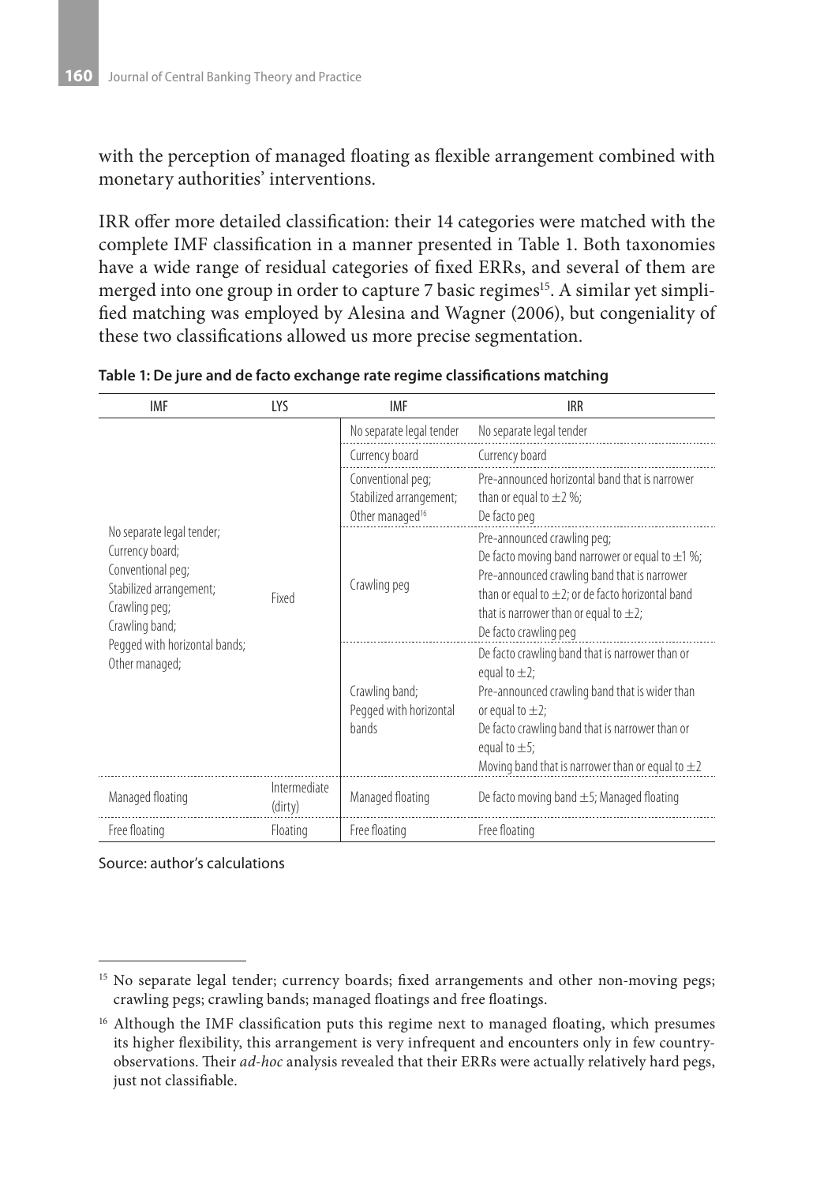with the perception of managed floating as flexible arrangement combined with monetary authorities' interventions.

IRR offer more detailed classification: their 14 categories were matched with the complete IMF classification in a manner presented in Table 1. Both taxonomies have a wide range of residual categories of fixed ERRs, and several of them are merged into one group in order to capture 7 basic regimes[15]. A similar yet simplified matching was employed by Alesina and Wagner (2006), but congeniality of these two classifications allowed us more precise segmentation.

**Table 1: De jure and de facto exchange rate regime classifications matching**

| IMF | LYS | IMF | IRR |
|---|---|---|---|
| No separate legal tender; Currency board; Conventional peg; Stabilized arrangement; Crawling peg; Crawling band; Pegged with horizontal bands; Other managed; | Fixed | No separate legal tender | No separate legal tender |
| | | Currency board | Currency board |
| | | Conventional peg; Stabilized arrangement; Other managed[16] | Pre-announced horizontal band that is narrower than or equal to ±2 %; De facto peg |
| | | Crawling peg | Pre-announced crawling peg; De facto moving band narrower or equal to ±1 %; Pre-announced crawling band that is narrower than or equal to ±2; or de facto horizontal band that is narrower than or equal to ±2; De facto crawling peg |
| | | Crawling band; Pegged with horizontal bands | De facto crawling band that is narrower than or equal to ±2; Pre-announced crawling band that is wider than or equal to ±2; De facto crawling band that is narrower than or equal to ±5; Moving band that is narrower than or equal to ±2 |
| Managed floating | Intermediate (dirty) | Managed floating | De facto moving band ±5; Managed floating |
| Free floating | Floating | Free floating | Free floating |

Source: author's calculations

---

[15] No separate legal tender; currency boards; fixed arrangements and other non-moving pegs; crawling pegs; crawling bands; managed floatings and free floatings.

[16] Although the IMF classification puts this regime next to managed floating, which presumes its higher flexibility, this arrangement is very infrequent and encounters only in few country-observations. Their *ad-hoc* analysis revealed that their ERRs were actually relatively hard pegs, just not classifiable.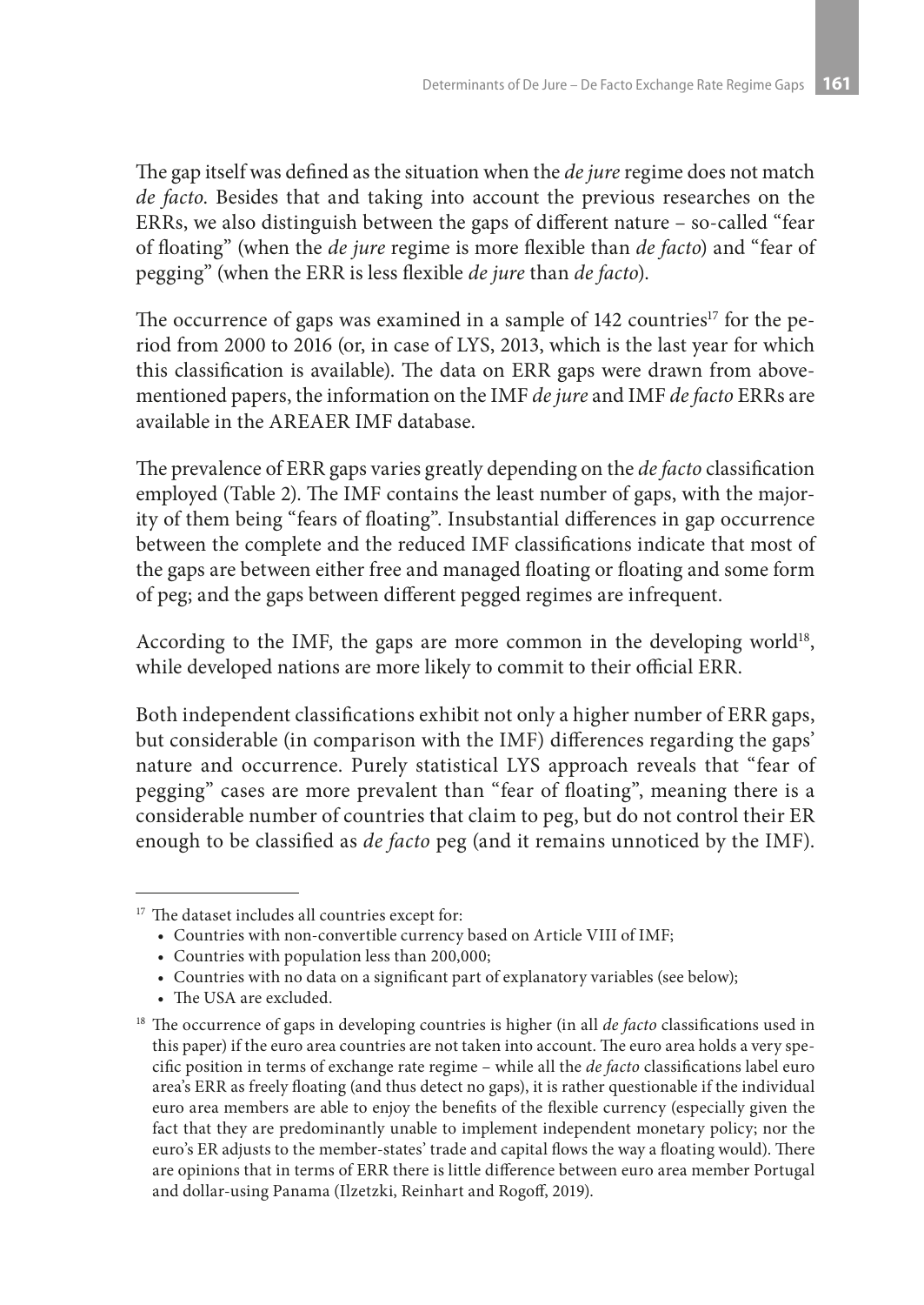The gap itself was defined as the situation when the *de jure* regime does not match *de facto*. Besides that and taking into account the previous researches on the ERRs, we also distinguish between the gaps of different nature – so-called "fear of floating" (when the *de jure* regime is more flexible than *de facto*) and "fear of pegging" (when the ERR is less flexible *de jure* than *de facto*).

The occurrence of gaps was examined in a sample of 142 countries[17] for the period from 2000 to 2016 (or, in case of LYS, 2013, which is the last year for which this classification is available). The data on ERR gaps were drawn from above-mentioned papers, the information on the IMF *de jure* and IMF *de facto* ERRs are available in the AREAER IMF database.

The prevalence of ERR gaps varies greatly depending on the *de facto* classification employed (Table 2). The IMF contains the least number of gaps, with the majority of them being "fears of floating". Insubstantial differences in gap occurrence between the complete and the reduced IMF classifications indicate that most of the gaps are between either free and managed floating or floating and some form of peg; and the gaps between different pegged regimes are infrequent.

According to the IMF, the gaps are more common in the developing world[18], while developed nations are more likely to commit to their official ERR.

Both independent classifications exhibit not only a higher number of ERR gaps, but considerable (in comparison with the IMF) differences regarding the gaps' nature and occurrence. Purely statistical LYS approach reveals that "fear of pegging" cases are more prevalent than "fear of floating", meaning there is a considerable number of countries that claim to peg, but do not control their ER enough to be classified as *de facto* peg (and it remains unnoticed by the IMF).

---

[17] The dataset includes all countries except for:

- Countries with non-convertible currency based on Article VIII of IMF;
- Countries with population less than 200,000;
- Countries with no data on a significant part of explanatory variables (see below);
- The USA are excluded.

[18] The occurrence of gaps in developing countries is higher (in all *de facto* classifications used in this paper) if the euro area countries are not taken into account. The euro area holds a very specific position in terms of exchange rate regime – while all the *de facto* classifications label euro area's ERR as freely floating (and thus detect no gaps), it is rather questionable if the individual euro area members are able to enjoy the benefits of the flexible currency (especially given the fact that they are predominantly unable to implement independent monetary policy; nor the euro's ER adjusts to the member-states' trade and capital flows the way a floating would). There are opinions that in terms of ERR there is little difference between euro area member Portugal and dollar-using Panama (Ilzetzki, Reinhart and Rogoff, 2019).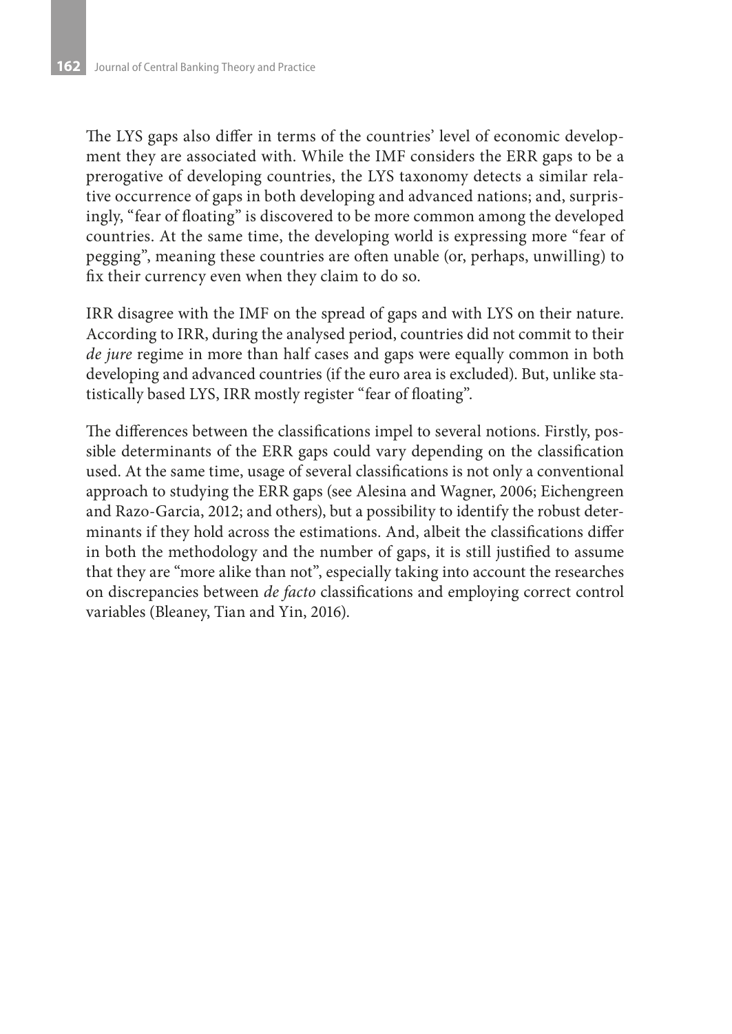The LYS gaps also differ in terms of the countries' level of economic development they are associated with. While the IMF considers the ERR gaps to be a prerogative of developing countries, the LYS taxonomy detects a similar relative occurrence of gaps in both developing and advanced nations; and, surprisingly, "fear of floating" is discovered to be more common among the developed countries. At the same time, the developing world is expressing more "fear of pegging", meaning these countries are often unable (or, perhaps, unwilling) to fix their currency even when they claim to do so.

IRR disagree with the IMF on the spread of gaps and with LYS on their nature. According to IRR, during the analysed period, countries did not commit to their *de jure* regime in more than half cases and gaps were equally common in both developing and advanced countries (if the euro area is excluded). But, unlike statistically based LYS, IRR mostly register "fear of floating".

The differences between the classifications impel to several notions. Firstly, possible determinants of the ERR gaps could vary depending on the classification used. At the same time, usage of several classifications is not only a conventional approach to studying the ERR gaps (see Alesina and Wagner, 2006; Eichengreen and Razo-Garcia, 2012; and others), but a possibility to identify the robust determinants if they hold across the estimations. And, albeit the classifications differ in both the methodology and the number of gaps, it is still justified to assume that they are "more alike than not", especially taking into account the researches on discrepancies between *de facto* classifications and employing correct control variables (Bleaney, Tian and Yin, 2016).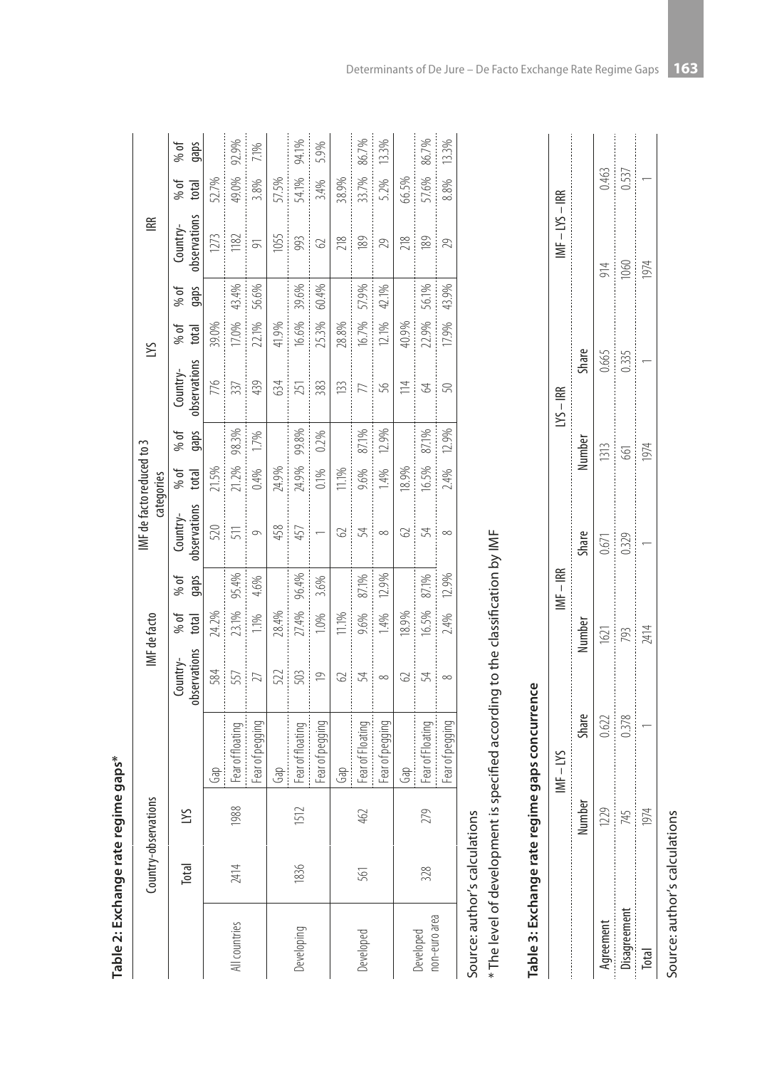**Table 2: Exchange rate regime gaps***

| | Country-observations | | | IMF de facto | | | IMF de facto reduced to 3 categories | | | LYS | | | IRR | | |
|---|---|---|---|---|---|---|---|---|---|---|---|---|---|---|---|
| | Total | LYS | | Country-observations | % of total | % of gaps | Country-observations | % of total | % of gaps | Country-observations | % of total | % of gaps | Country-observations | % of total | % of gaps |
| All countries | 2414 | 1988 | Gap | 584 | 24.2% | | 520 | 21.5% | | 776 | 39.0% | | 1273 | 52.7% | |
| | | | Fear of floating | 557 | 23.1% | 95.4% | 511 | 21.2% | 98.3% | 337 | 17.0% | 43.4% | 1182 | 49.0% | 92.9% |
| | | | Fear of pegging | 27 | 1.1% | 4.6% | 9 | 0.4% | 1.7% | 439 | 22.1% | 56.6% | 91 | 3.8% | 7.1% |
| Developing | 1836 | 1512 | Gap | 522 | 28.4% | | 458 | 24.9% | | 634 | 41.9% | | 1055 | 57.5% | |
| | | | Fear of floating | 503 | 27.4% | 96.4% | 457 | 24.9% | 99.8% | 251 | 16.6% | 39.6% | 993 | 54.1% | 94.1% |
| | | | Fear of pegging | 19 | 1.0% | 3.6% | 1 | 0.1% | 0.2% | 383 | 25.3% | 60.4% | 62 | 3.4% | 5.9% |
| Developed | 561 | 462 | Gap | 62 | 11.1% | | 62 | 11.1% | | 133 | 28.8% | | 218 | 38.9% | |
| | | | Fear of Floating | 54 | 9.6% | 87.1% | 54 | 9.6% | 87.1% | 77 | 16.7% | 57.9% | 189 | 33.7% | 86.7% |
| | | | Fear of pegging | 8 | 1.4% | 12.9% | 8 | 1.4% | 12.9% | 56 | 12.1% | 42.1% | 29 | 5.2% | 13.3% |
| Developed non-euro area | 328 | 279 | Gap | 62 | 18.9% | | 62 | 18.9% | | 114 | 40.9% | | 218 | 66.5% | |
| | | | Fear of Floating | 54 | 16.5% | 87.1% | 54 | 16.5% | 87.1% | 64 | 22.9% | 56.1% | 189 | 57.6% | 86.7% |
| | | | Fear of pegging | 8 | 2.4% | 12.9% | 8 | 2.4% | 12.9% | 50 | 17.9% | 43.9% | 29 | 8.8% | 13.3% |

Source: author's calculations

* The level of development is specified according to the classification by IMF

**Table 3: Exchange rate regime gaps concurrence**

| | IMF – LYS | | IMF – IRR | | LYS – IRR | | IMF – LYS – IRR | |
|---|---|---|---|---|---|---|---|---|
| | Number | Share | Number | Share | Number | Share | | |
| Agreement | 1229 | 0.622 | 1621 | 0.671 | 1313 | 0.665 | 914 | 0.463 |
| Disagreement | 745 | 0.378 | 793 | 0.329 | 661 | 0.335 | 1060 | 0.537 |
| Total | 1974 | 1 | 2414 | 1 | 1974 | 1 | 1974 | 1 |

Source: author's calculations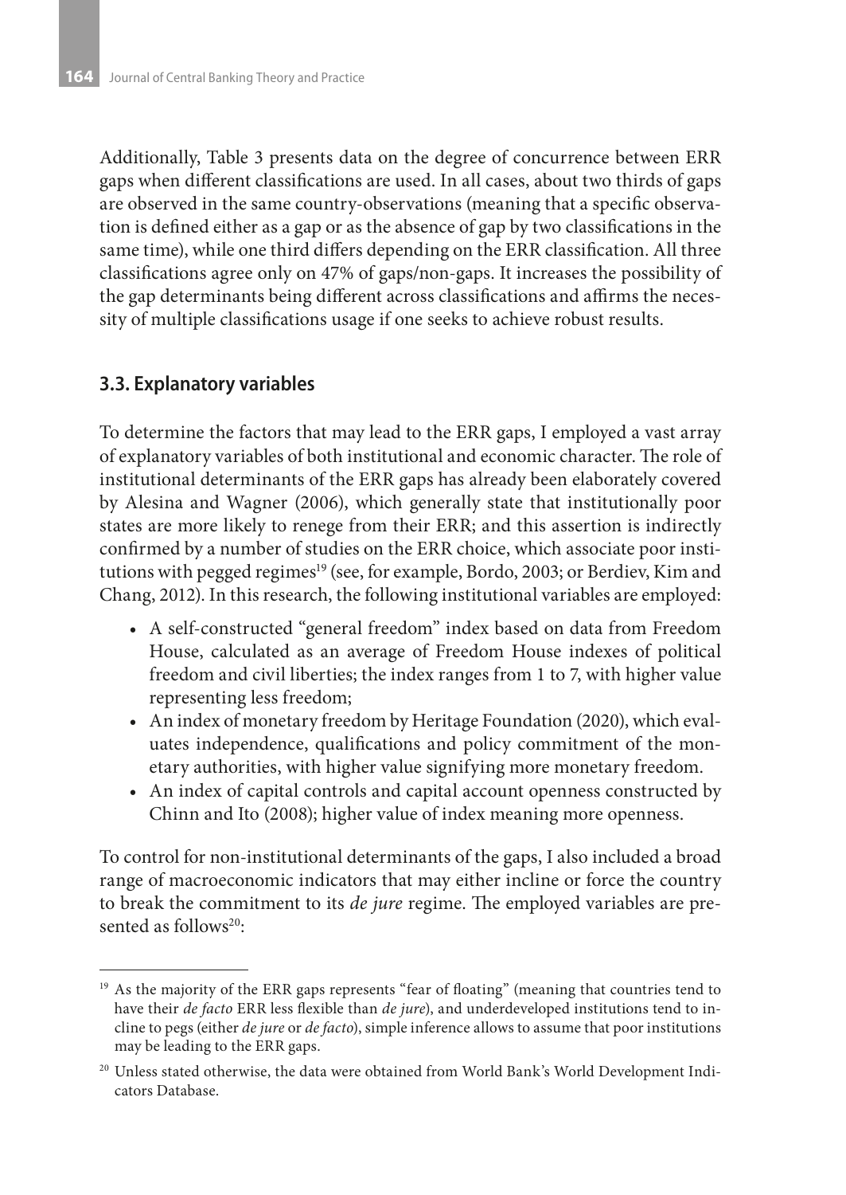Additionally, Table 3 presents data on the degree of concurrence between ERR gaps when different classifications are used. In all cases, about two thirds of gaps are observed in the same country-observations (meaning that a specific observation is defined either as a gap or as the absence of gap by two classifications in the same time), while one third differs depending on the ERR classification. All three classifications agree only on 47% of gaps/non-gaps. It increases the possibility of the gap determinants being different across classifications and affirms the necessity of multiple classifications usage if one seeks to achieve robust results.

### 3.3. Explanatory variables

To determine the factors that may lead to the ERR gaps, I employed a vast array of explanatory variables of both institutional and economic character. The role of institutional determinants of the ERR gaps has already been elaborately covered by Alesina and Wagner (2006), which generally state that institutionally poor states are more likely to renege from their ERR; and this assertion is indirectly confirmed by a number of studies on the ERR choice, which associate poor institutions with pegged regimes[19] (see, for example, Bordo, 2003; or Berdiev, Kim and Chang, 2012). In this research, the following institutional variables are employed:

- A self-constructed "general freedom" index based on data from Freedom House, calculated as an average of Freedom House indexes of political freedom and civil liberties; the index ranges from 1 to 7, with higher value representing less freedom;
- An index of monetary freedom by Heritage Foundation (2020), which evaluates independence, qualifications and policy commitment of the monetary authorities, with higher value signifying more monetary freedom.
- An index of capital controls and capital account openness constructed by Chinn and Ito (2008); higher value of index meaning more openness.

To control for non-institutional determinants of the gaps, I also included a broad range of macroeconomic indicators that may either incline or force the country to break the commitment to its *de jure* regime. The employed variables are presented as follows[20]:

[19] As the majority of the ERR gaps represents "fear of floating" (meaning that countries tend to have their *de facto* ERR less flexible than *de jure*), and underdeveloped institutions tend to incline to pegs (either *de jure* or *de facto*), simple inference allows to assume that poor institutions may be leading to the ERR gaps.

[20] Unless stated otherwise, the data were obtained from World Bank's World Development Indicators Database.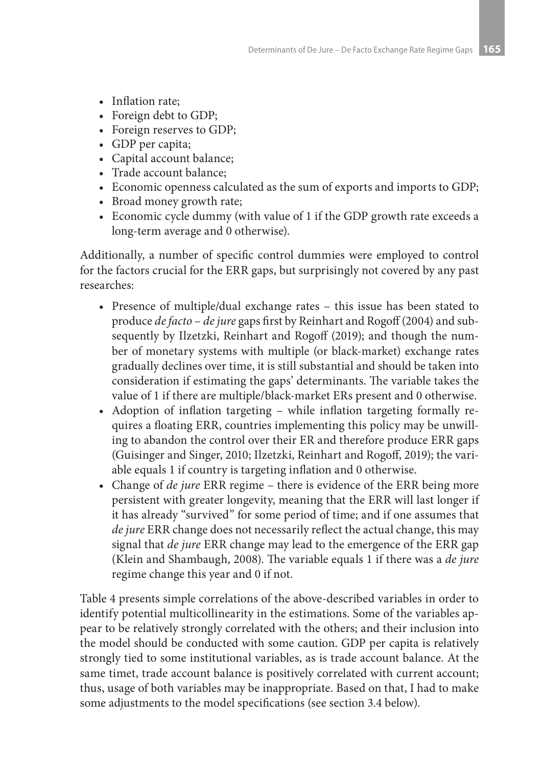- Inflation rate;
- Foreign debt to GDP;
- Foreign reserves to GDP;
- GDP per capita;
- Capital account balance;
- Trade account balance;
- Economic openness calculated as the sum of exports and imports to GDP;
- Broad money growth rate;
- Economic cycle dummy (with value of 1 if the GDP growth rate exceeds a long-term average and 0 otherwise).

Additionally, a number of specific control dummies were employed to control for the factors crucial for the ERR gaps, but surprisingly not covered by any past researches:

- Presence of multiple/dual exchange rates – this issue has been stated to produce *de facto – de jure* gaps first by Reinhart and Rogoff (2004) and subsequently by Ilzetzki, Reinhart and Rogoff (2019); and though the number of monetary systems with multiple (or black-market) exchange rates gradually declines over time, it is still substantial and should be taken into consideration if estimating the gaps' determinants. The variable takes the value of 1 if there are multiple/black-market ERs present and 0 otherwise.
- Adoption of inflation targeting – while inflation targeting formally requires a floating ERR, countries implementing this policy may be unwilling to abandon the control over their ER and therefore produce ERR gaps (Guisinger and Singer, 2010; Ilzetzki, Reinhart and Rogoff, 2019); the variable equals 1 if country is targeting inflation and 0 otherwise.
- Change of *de jure* ERR regime – there is evidence of the ERR being more persistent with greater longevity, meaning that the ERR will last longer if it has already "survived" for some period of time; and if one assumes that *de jure* ERR change does not necessarily reflect the actual change, this may signal that *de jure* ERR change may lead to the emergence of the ERR gap (Klein and Shambaugh, 2008). The variable equals 1 if there was a *de jure* regime change this year and 0 if not.

Table 4 presents simple correlations of the above-described variables in order to identify potential multicollinearity in the estimations. Some of the variables appear to be relatively strongly correlated with the others; and their inclusion into the model should be conducted with some caution. GDP per capita is relatively strongly tied to some institutional variables, as is trade account balance. At the same timet, trade account balance is positively correlated with current account; thus, usage of both variables may be inappropriate. Based on that, I had to make some adjustments to the model specifications (see section 3.4 below).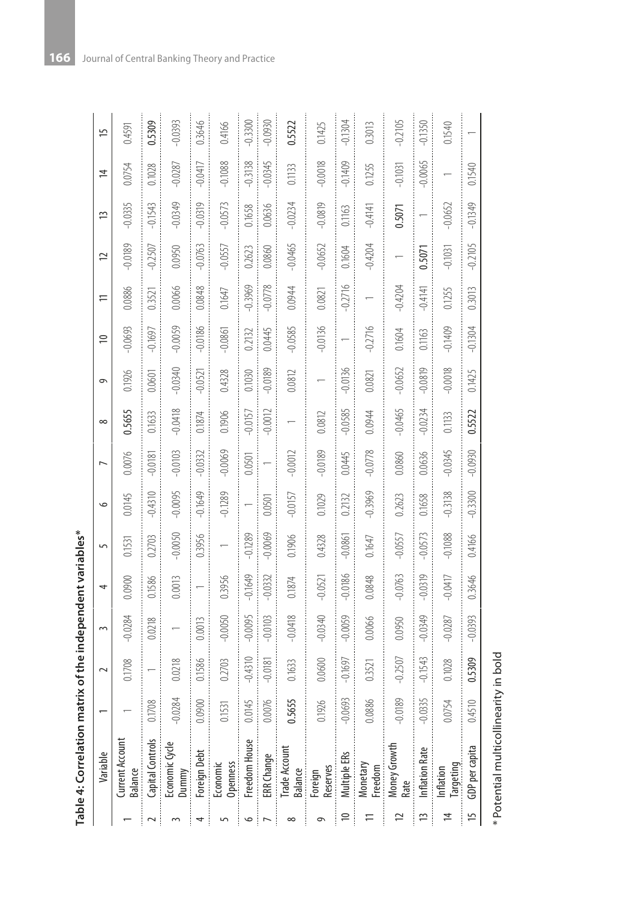**Table 4: Correlation matrix of the independent variables***

| | Variable | 1 | 2 | 3 | 4 | 5 | 6 | 7 | 8 | 9 | 10 | 11 | 12 | 13 | 14 | 15 |
|---|---|---|---|---|---|---|---|---|---|---|---|---|---|---|---|---|
| 1 | Current Account Balance | 1 | 0.1708 | -0.0284 | 0.0900 | 0.1531 | 0.0145 | 0.0076 | **0.5655** | 0.1926 | -0.0693 | 0.0886 | -0.0189 | -0.0335 | 0.0754 | 0.4591 |
| 2 | Capital Controls | 0.1708 | 1 | 0.0218 | 0.1586 | 0.2703 | -0.4310 | -0.0181 | 0.1633 | 0.0601 | -0.1697 | 0.3521 | -0.2507 | -0.1543 | 0.1028 | **0.5309** |
| 3 | Economic Cycle Dummy | -0.0284 | 0.0218 | 1 | 0.0013 | -0.0050 | -0.0095 | -0.0103 | -0.0418 | -0.0340 | -0.0059 | 0.0066 | 0.0950 | -0.0349 | -0.0287 | -0.0393 |
| 4 | Foreign Debt | 0.0900 | 0.1586 | 0.0013 | 1 | 0.3956 | -0.1649 | -0.0332 | 0.1874 | -0.0521 | -0.0186 | 0.0848 | -0.0763 | -0.0319 | -0.0417 | 0.3646 |
| 5 | Economic Openness | 0.1531 | 0.2703 | -0.0050 | 0.3956 | 1 | -0.1289 | -0.0069 | 0.1906 | 0.4328 | -0.0861 | 0.1647 | -0.0557 | -0.0573 | -0.1088 | 0.4166 |
| 6 | Freedom House | 0.0145 | -0.4310 | -0.0095 | -0.1649 | -0.1289 | 1 | 0.0501 | -0.0157 | 0.1030 | 0.2132 | -0.3969 | 0.2623 | 0.1658 | -0.3138 | -0.3300 |
| 7 | ERR Change | 0.0076 | -0.0181 | -0.0103 | -0.0332 | -0.0069 | 0.0501 | 1 | -0.0012 | -0.0189 | 0.0445 | -0.0778 | 0.0860 | 0.0636 | -0.0345 | -0.0930 |
| 8 | Trade Account Balance | **0.5655** | 0.1633 | -0.0418 | 0.1874 | 0.1906 | -0.0157 | -0.0012 | 1 | 0.0812 | -0.0585 | 0.0944 | -0.0465 | -0.0234 | 0.1133 | **0.5522** |
| 9 | Foreign Reserves | 0.1926 | 0.0600 | -0.0340 | -0.0521 | 0.4328 | 0.1029 | -0.0189 | 0.0812 | 1 | -0.0136 | 0.0821 | -0.0652 | -0.0819 | -0.0018 | 0.1425 |
| 10 | Multiple ERs | -0.0693 | -0.1697 | -0.0059 | -0.0186 | -0.0861 | 0.2132 | 0.0445 | -0.0585 | -0.0136 | 1 | -0.2716 | 0.1604 | 0.1163 | -0.1409 | -0.1304 |
| 11 | Monetary Freedom | 0.0886 | 0.3521 | 0.0066 | 0.0848 | 0.1647 | -0.3969 | -0.0778 | 0.0944 | 0.0821 | -0.2716 | 1 | -0.4204 | -0.4141 | 0.1255 | 0.3013 |
| 12 | Money Growth Rate | -0.0189 | -0.2507 | 0.0950 | -0.0763 | -0.0557 | 0.2623 | 0.0860 | -0.0465 | -0.0652 | 0.1604 | -0.4204 | 1 | **0.5071** | -0.1031 | -0.2105 |
| 13 | Inflation Rate | -0.0335 | -0.1543 | -0.0349 | -0.0319 | -0.0573 | 0.1658 | 0.0636 | -0.0234 | -0.0819 | 0.1163 | -0.4141 | **0.5071** | 1 | -0.0065 | -0.1350 |
| 14 | Inflation Targeting | 0.0754 | 0.1028 | -0.0287 | -0.0417 | -0.1088 | -0.3138 | -0.0345 | 0.1133 | -0.0018 | -0.1409 | 0.1255 | -0.1031 | -0.0652 | 1 | 0.1540 |
| 15 | GDP per capita | 0.4510 | **0.5309** | -0.0393 | 0.3646 | 0.4166 | -0.3300 | -0.0930 | **0.5522** | 0.1425 | -0.1304 | 0.3013 | -0.2105 | -0.1349 | 0.1540 | 1 |

\* Potential multicollinearity in bold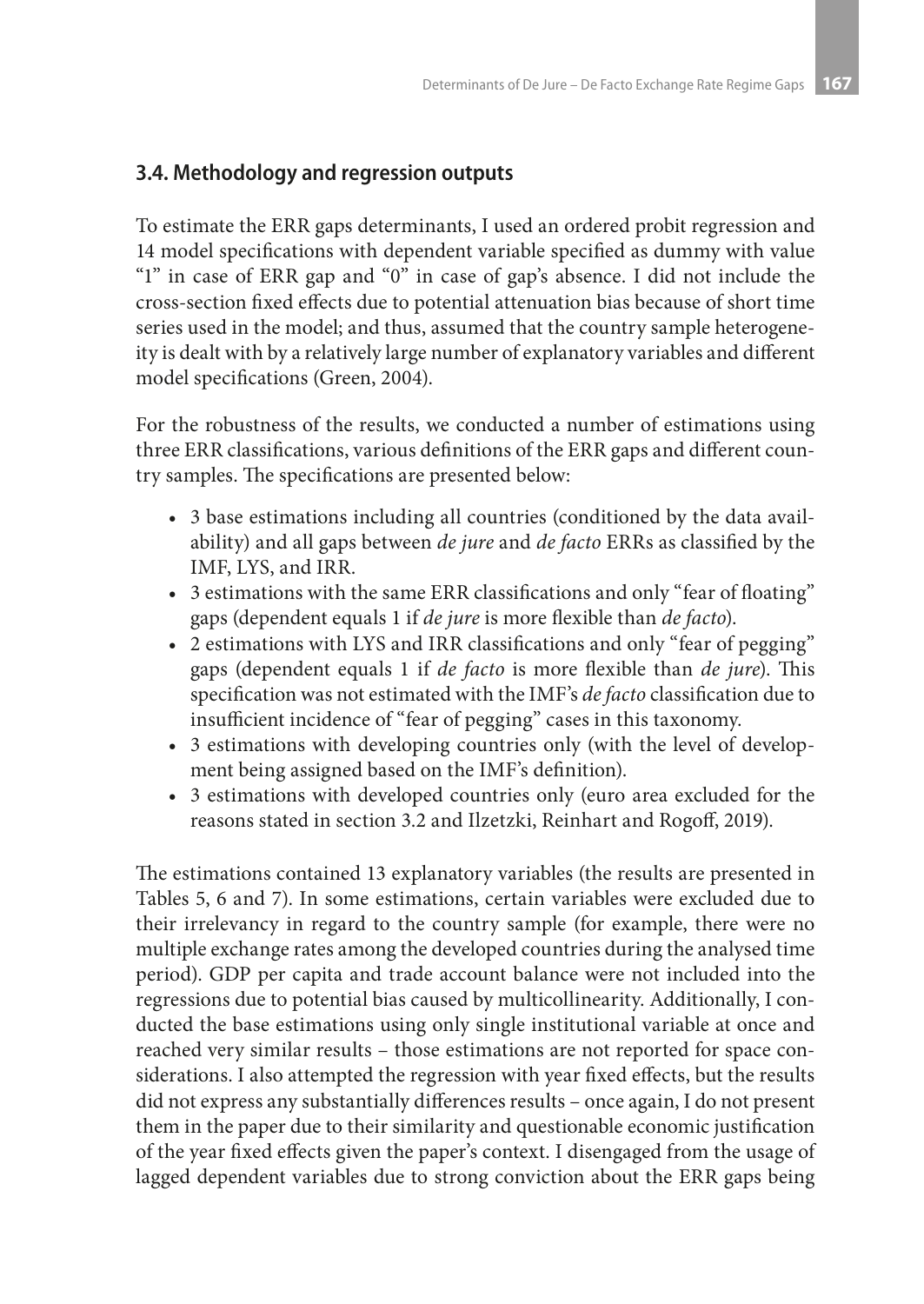### 3.4. Methodology and regression outputs

To estimate the ERR gaps determinants, I used an ordered probit regression and 14 model specifications with dependent variable specified as dummy with value "1" in case of ERR gap and "0" in case of gap's absence. I did not include the cross-section fixed effects due to potential attenuation bias because of short time series used in the model; and thus, assumed that the country sample heterogeneity is dealt with by a relatively large number of explanatory variables and different model specifications (Green, 2004).

For the robustness of the results, we conducted a number of estimations using three ERR classifications, various definitions of the ERR gaps and different country samples. The specifications are presented below:

- 3 base estimations including all countries (conditioned by the data availability) and all gaps between *de jure* and *de facto* ERRs as classified by the IMF, LYS, and IRR.
- 3 estimations with the same ERR classifications and only "fear of floating" gaps (dependent equals 1 if *de jure* is more flexible than *de facto*).
- 2 estimations with LYS and IRR classifications and only "fear of pegging" gaps (dependent equals 1 if *de facto* is more flexible than *de jure*). This specification was not estimated with the IMF's *de facto* classification due to insufficient incidence of "fear of pegging" cases in this taxonomy.
- 3 estimations with developing countries only (with the level of development being assigned based on the IMF's definition).
- 3 estimations with developed countries only (euro area excluded for the reasons stated in section 3.2 and Ilzetzki, Reinhart and Rogoff, 2019).

The estimations contained 13 explanatory variables (the results are presented in Tables 5, 6 and 7). In some estimations, certain variables were excluded due to their irrelevancy in regard to the country sample (for example, there were no multiple exchange rates among the developed countries during the analysed time period). GDP per capita and trade account balance were not included into the regressions due to potential bias caused by multicollinearity. Additionally, I conducted the base estimations using only single institutional variable at once and reached very similar results – those estimations are not reported for space considerations. I also attempted the regression with year fixed effects, but the results did not express any substantially differences results – once again, I do not present them in the paper due to their similarity and questionable economic justification of the year fixed effects given the paper's context. I disengaged from the usage of lagged dependent variables due to strong conviction about the ERR gaps being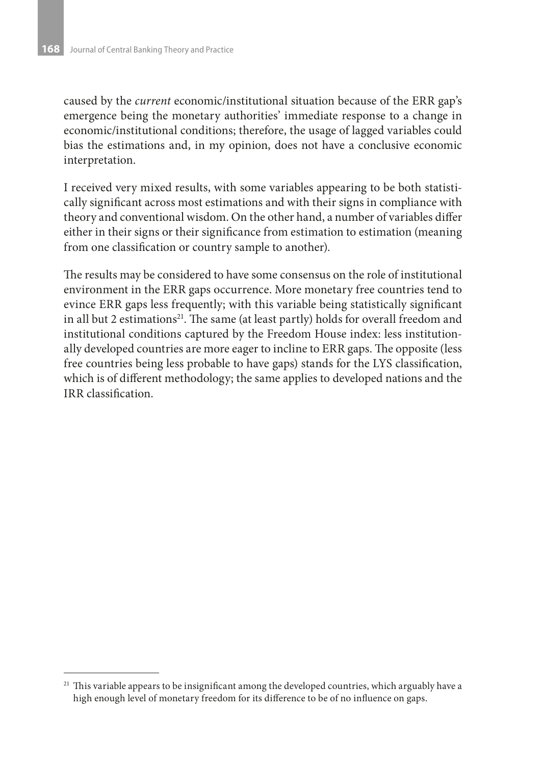caused by the *current* economic/institutional situation because of the ERR gap's emergence being the monetary authorities' immediate response to a change in economic/institutional conditions; therefore, the usage of lagged variables could bias the estimations and, in my opinion, does not have a conclusive economic interpretation.

I received very mixed results, with some variables appearing to be both statistically significant across most estimations and with their signs in compliance with theory and conventional wisdom. On the other hand, a number of variables differ either in their signs or their significance from estimation to estimation (meaning from one classification or country sample to another).

The results may be considered to have some consensus on the role of institutional environment in the ERR gaps occurrence. More monetary free countries tend to evince ERR gaps less frequently; with this variable being statistically significant in all but 2 estimations[21]. The same (at least partly) holds for overall freedom and institutional conditions captured by the Freedom House index: less institutionally developed countries are more eager to incline to ERR gaps. The opposite (less free countries being less probable to have gaps) stands for the LYS classification, which is of different methodology; the same applies to developed nations and the IRR classification.

[21] This variable appears to be insignificant among the developed countries, which arguably have a high enough level of monetary freedom for its difference to be of no influence on gaps.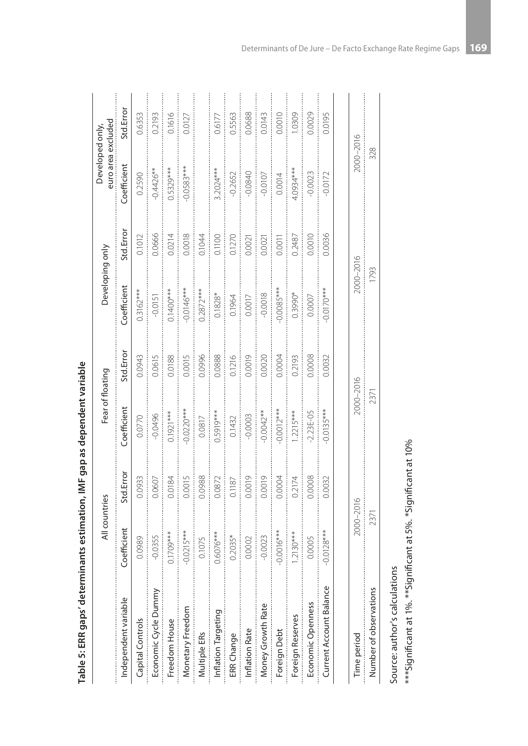**Table 5: ERR gaps' determinants estimation, IMF gap as dependent variable**

| | All countries | | Fear of floating | | Developing only | | Developed only, euro area excluded | |
|---|---|---|---|---|---|---|---|---|
| Independent variable | Coefficient | Std.Error | Coefficient | Std.Error | Coefficient | Std.Error | Coefficient | Std.Error |
| Capital Controls | 0.0989 | 0.0933 | 0.0770 | 0.0943 | 0.3162*** | 0.1012 | 0.2590 | 0.6353 |
| Economic Cycle Dummy | -0.0355 | 0.0607 | -0.0496 | 0.0615 | -0.0151 | 0.0666 | -0.4426** | 0.2193 |
| Freedom House | 0.1709*** | 0.0184 | 0.1921*** | 0.0188 | 0.1400*** | 0.0214 | 0.5329*** | 0.1616 |
| Monetary Freedom | -0.0215*** | 0.0015 | -0.0220*** | 0.0015 | -0.0146*** | 0.0018 | -0.0583*** | 0.0127 |
| Multiple ERs | 0.1075 | 0.0988 | 0.0817 | 0.0996 | 0.2872*** | 0.1044 | | |
| Inflation Targeting | 0.6076*** | 0.0872 | 0.5919*** | 0.0888 | 0.1828* | 0.1100 | 3.2024*** | 0.6177 |
| ERR Change | 0.2035* | 0.1187 | 0.1432 | 0.1216 | 0.1964 | 0.1270 | -0.2652 | 0.5563 |
| Inflation Rate | 0.0002 | 0.0019 | -0.0003 | 0.0019 | 0.0017 | 0.0021 | -0.0840 | 0.0688 |
| Money Growth Rate | -0.0023 | 0.0019 | -0.0042** | 0.0020 | -0.0018 | 0.0021 | -0.0107 | 0.0143 |
| Foreign Debt | -0.0016*** | 0.0004 | -0.0012*** | 0.0004 | -0.0085*** | 0.0011 | 0.0014 | 0.0010 |
| Foreign Reserves | 1.2130*** | 0.2174 | 1.2215*** | 0.2193 | 0.3990* | 0.2487 | 4.0934*** | 1.0309 |
| Economic Openness | 0.0005 | 0.0008 | -2.23E-05 | 0.0008 | 0.0007 | 0.0010 | -0.0023 | 0.0029 |
| Current Account Balance | -0.0128*** | 0.0032 | -0.0135*** | 0.0032 | -0.0170*** | 0.0036 | -0.0172 | 0.0195 |
| Time period | 2000–2016 | | 2000–2016 | | 2000–2016 | | 2000–2016 | |
| Number of observations | 2371 | | 2371 | | 1793 | | 328 | |

Source: author's calculations

***Significant at 1%. **Significant at 5%. *Significant at 10%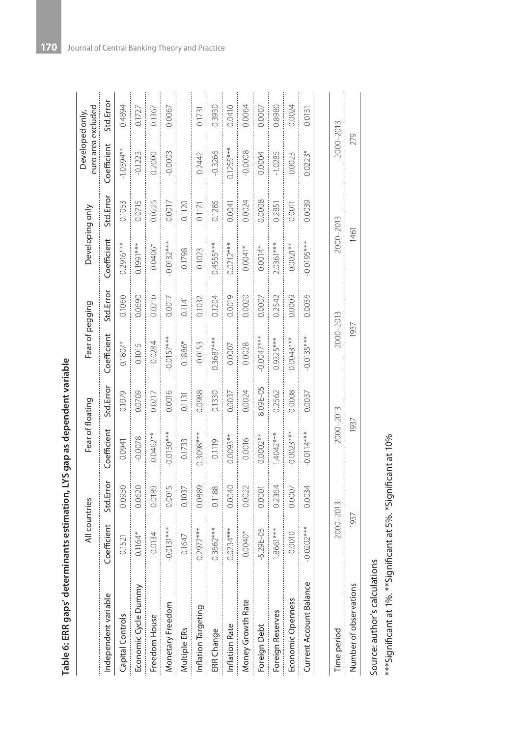**Table 6: ERR gaps' determinants estimation, LYS gap as dependent variable**

| | All countries | | Fear of floating | | Fear of pegging | | Developing only | | Developed only, euro area excluded | |
|---|---|---|---|---|---|---|---|---|---|---|
| Independent variable | Coefficient | Std.Error | Coefficient | Std.Error | Coefficient | Std.Error | Coefficient | Std.Error | Coefficient | Std.Error |
| Capital Controls | 0.1521 | 0.0950 | 0.0941 | 0.1079 | 0.1807* | 0.1060 | 0.2916*** | 0.1053 | -1.0594** | 0.4894 |
| Economic Cycle Dummy | 0.1164* | 0.0620 | -0.0078 | 0.0709 | 0.1015 | 0.0690 | 0.1991*** | 0.0715 | -0.1223 | 0.1727 |
| Freedom House | -0.0134 | 0.0189 | -0.0462** | 0.0217 | -0.0284 | 0.0210 | -0.0406* | 0.0225 | 0.2000 | 0.1367 |
| Monetary Freedom | -0.0131*** | 0.0015 | -0.0150*** | 0.0016 | -0.0157*** | 0.0017 | -0.0132*** | 0.0017 | -0.0003 | 0.0067 |
| Multiple ERs | 0.1647 | 0.1037 | 0.1733 | 0.1131 | 0.1886* | 0.1141 | 0.1798 | 0.1120 | | |
| Inflation Targeting | 0.2977*** | 0.0889 | 0.3098*** | 0.0988 | -0.0153 | 0.1032 | 0.1023 | 0.1171 | 0.2442 | 0.1731 |
| ERR Change | 0.3662*** | 0.1188 | 0.1119 | 0.1330 | 0.3687*** | 0.1204 | 0.4555*** | 0.1285 | -0.3266 | 0.3930 |
| Inflation Rate | 0.0234*** | 0.0040 | 0.0093** | 0.0037 | 0.0007 | 0.0019 | 0.0212*** | 0.0041 | 0.1255*** | 0.0410 |
| Money Growth Rate | 0.0040* | 0.0022 | 0.0016 | 0.0024 | 0.0028 | 0.0020 | 0.0041* | 0.0024 | -0.0008 | 0.0064 |
| Foreign Debt | -5.29E-05 | 0.0001 | 0.0002** | 8.09E-05 | -0.0047*** | 0.0007 | 0.0014* | 0.0008 | 0.0004 | 0.0007 |
| Foreign Reserves | 1.8661*** | 0.2364 | 1.4042*** | 0.2562 | 0.9325*** | 0.2542 | 2.0361*** | 0.2851 | -1.0285 | 0.8980 |
| Economic Openness | -0.0010 | 0.0007 | -0.0023*** | 0.0008 | 0.0043*** | 0.0009 | -0.0021** | 0.0011 | 0.0023 | 0.0024 |
| Current Account Balance | -0.0202*** | 0.0034 | -0.0114*** | 0.0037 | -0.0135*** | 0.0036 | -0.0195*** | 0.0039 | 0.0223* | 0.0131 |
| Time period | 2000–2013 | | 2000–2013 | | 2000–2013 | | 2000–2013 | | 2000–2013 | |
| Number of observations | 1937 | | 1937 | | 1937 | | 1461 | | 279 | |

Source: author's calculations

***Significant at 1%. **Significant at 5%. *Significant at 10%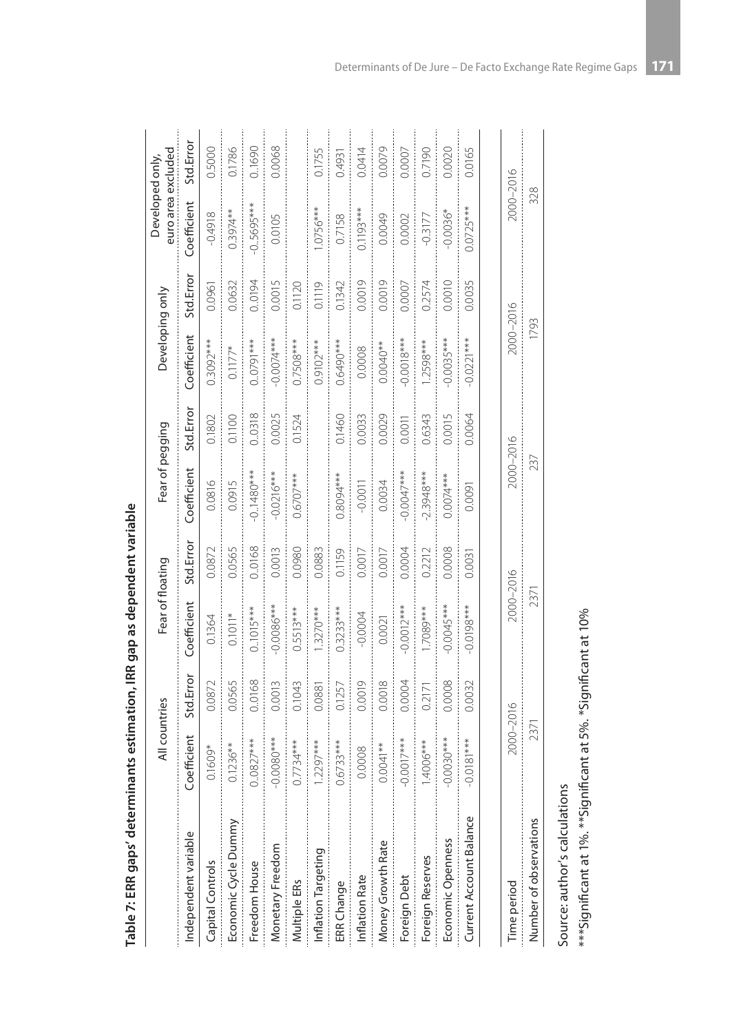**Table 7: ERR gaps' determinants estimation, IRR gap as dependent variable**

| | All countries | | Fear of floating | | Fear of pegging | | Developing only | | Developed only, euro area excluded | |
|---|---|---|---|---|---|---|---|---|---|---|
| Independent variable | Coefficient | Std.Error | Coefficient | Std.Error | Coefficient | Std.Error | Coefficient | Std.Error | Coefficient | Std.Error |
| Capital Controls | 0.1609* | 0.0872 | 0.1364 | 0.0872 | 0.0816 | 0.1802 | 0.3092*** | 0.0961 | -0.4918 | 0.5000 |
| Economic Cycle Dummy | 0.1236** | 0.0565 | 0.1011* | 0.0565 | 0.0915 | 0.1100 | 0.1177* | 0.0632 | 0.3974** | 0.1786 |
| Freedom House | 0..0827*** | 0..0168 | 0.1015*** | 0..0168 | -0.1480*** | 0..0318 | 0..0791*** | 0..0194 | -0..5695*** | 0.1690 |
| Monetary Freedom | -0.0080*** | 0.0013 | -0.0086*** | 0.0013 | -0.0216*** | 0.0025 | -0.0074*** | 0.0015 | 0.0105 | 0.0068 |
| Multiple ERs | 0.7734*** | 0.1043 | 0.5513*** | 0.0980 | 0.6707*** | 0.1524 | 0.7508*** | 0.1120 | | |
| Inflation Targeting | 1.2297*** | 0.0881 | 1.3270*** | 0.0883 | | | 0.9102*** | 0.1119 | 1.0756*** | 0.1755 |
| ERR Change | 0.6733*** | 0.1257 | 0.3233*** | 0.1159 | 0.8094*** | 0.1460 | 0.6490*** | 0.1342 | 0.7158 | 0.4931 |
| Inflation Rate | 0.0008 | 0.0019 | -0.0004 | 0.0017 | -0.0011 | 0.0033 | 0.0008 | 0.0019 | 0.1193*** | 0.0414 |
| Money Growth Rate | 0.0041** | 0.0018 | 0.0021 | 0.0017 | 0.0034 | 0.0029 | 0.0040** | 0.0019 | 0.0049 | 0.0079 |
| Foreign Debt | -0.0017*** | 0.0004 | -0.0012*** | 0.0004 | -0.0047*** | 0.0011 | -0.0018*** | 0.0007 | 0.0002 | 0.0007 |
| Foreign Reserves | 1.4006*** | 0.2171 | 1.7089*** | 0.2212 | -2.3948*** | 0.6343 | 1.2598*** | 0.2574 | -0.3177 | 0.7190 |
| Economic Openness | -0.0030*** | 0.0008 | -0.0045*** | 0.0008 | 0.0074*** | 0.0015 | -0.0035*** | 0.0010 | -0.0036* | 0.0020 |
| Current Account Balance | -0.0181*** | 0.0032 | -0.0198*** | 0.0031 | 0.0091 | 0.0064 | -0.0221*** | 0.0035 | 0.0725*** | 0.0165 |
| Time period | 2000–2016 | | 2000–2016 | | 2000–2016 | | 2000–2016 | | 2000–2016 | |
| Number of observations | 2371 | | 2371 | | 237 | | 1793 | | 328 | |

Source: author's calculations

***Significant at 1%. **Significant at 5%. *Significant at 10%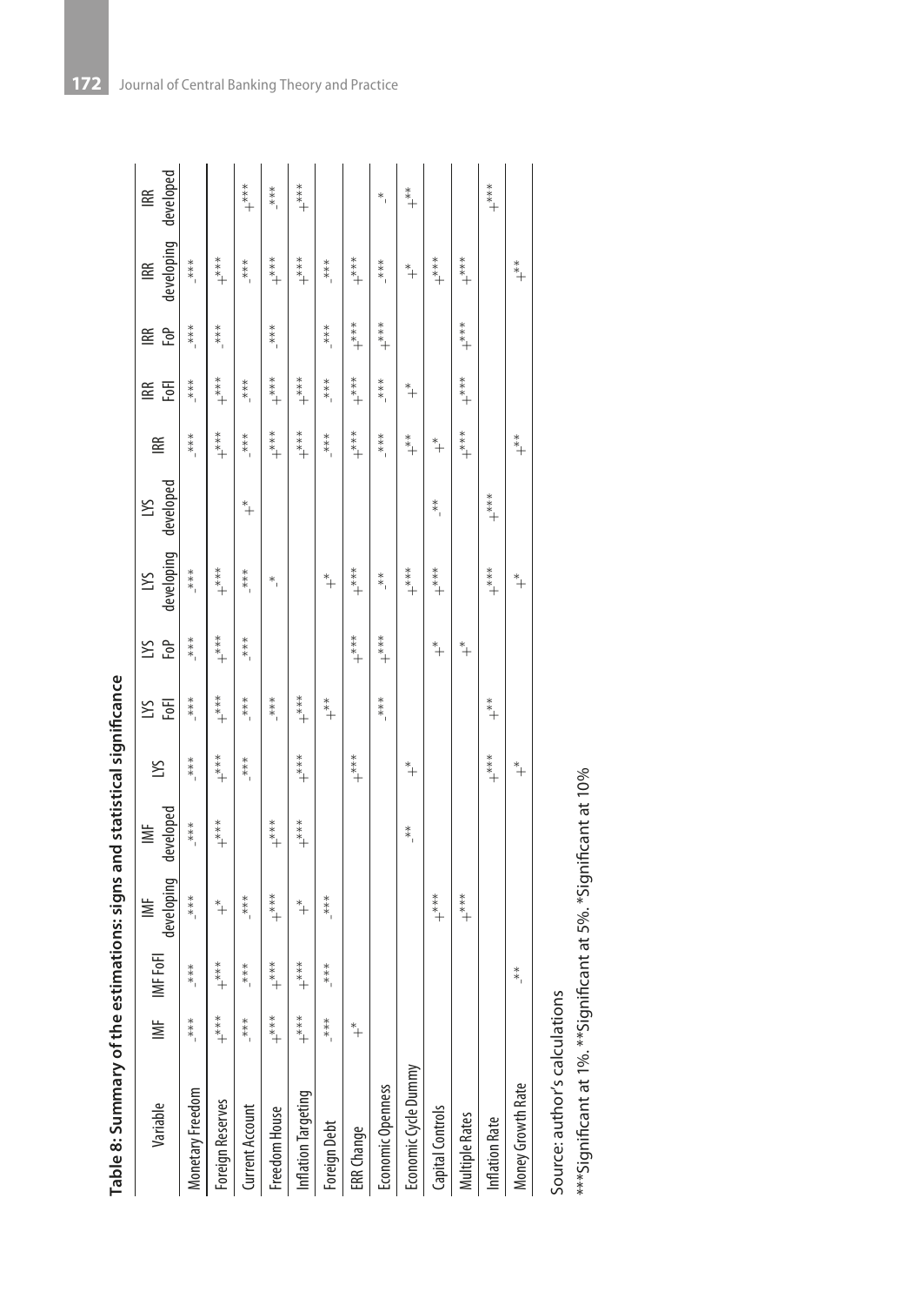**Table 8: Summary of the estimations: signs and statistical significance**

| Variable | IMF | IMF FoFI | IMF developing | IMF developed | LYS | LYS FoFI | LYS FoP | LYS developing | LYS developed | IRR | IRR FoFI | IRR FoP | IRR developing | IRR developed |
|---|---|---|---|---|---|---|---|---|---|---|---|---|---|---|
| Monetary Freedom | -*** | -*** | -*** | -*** | -*** | -*** | -*** | -*** | | -*** | -*** | -*** | -*** | |
| Foreign Reserves | +*** | +*** | +* | +*** | +*** | +*** | +*** | +*** | | +*** | +*** | -*** | +*** | |
| Current Account | -*** | -*** | -*** | | -*** | -*** | -*** | -*** | +* | -*** | -*** | | -*** | +*** |
| Freedom House | +*** | +*** | +*** | +*** | | -*** | | -* | | +*** | +*** | -*** | +*** | -*** |
| Inflation Targeting | +*** | +*** | +* | +*** | +*** | +*** | | | | +*** | +*** | | +*** | +*** |
| Foreign Debt | -*** | -*** | -*** | | | +** | | +* | | -*** | -*** | -*** | -*** | |
| ERR Change | +* | | | | +*** | | +*** | +*** | | +*** | +*** | +*** | +*** | |
| Economic Openness | | | | | | -*** | +*** | -** | | -*** | -*** | +*** | -*** | -* |
| Economic Cycle Dummy | | | | -** | +* | | | +*** | | +** | +* | | +* | +** |
| Capital Controls | | | +*** | | | | +* | +*** | -** | +* | | | +*** | |
| Multiple Rates | | | +*** | | | | +* | | | +*** | +*** | +*** | +*** | |
| Inflation Rate | | | | | +*** | +** | | +*** | +*** | | | | | +*** |
| Money Growth Rate | | -** | | | +* | | | +* | | +** | | | +** | |

Source: author's calculations

***Significant at 1%. **Significant at 5%. *Significant at 10%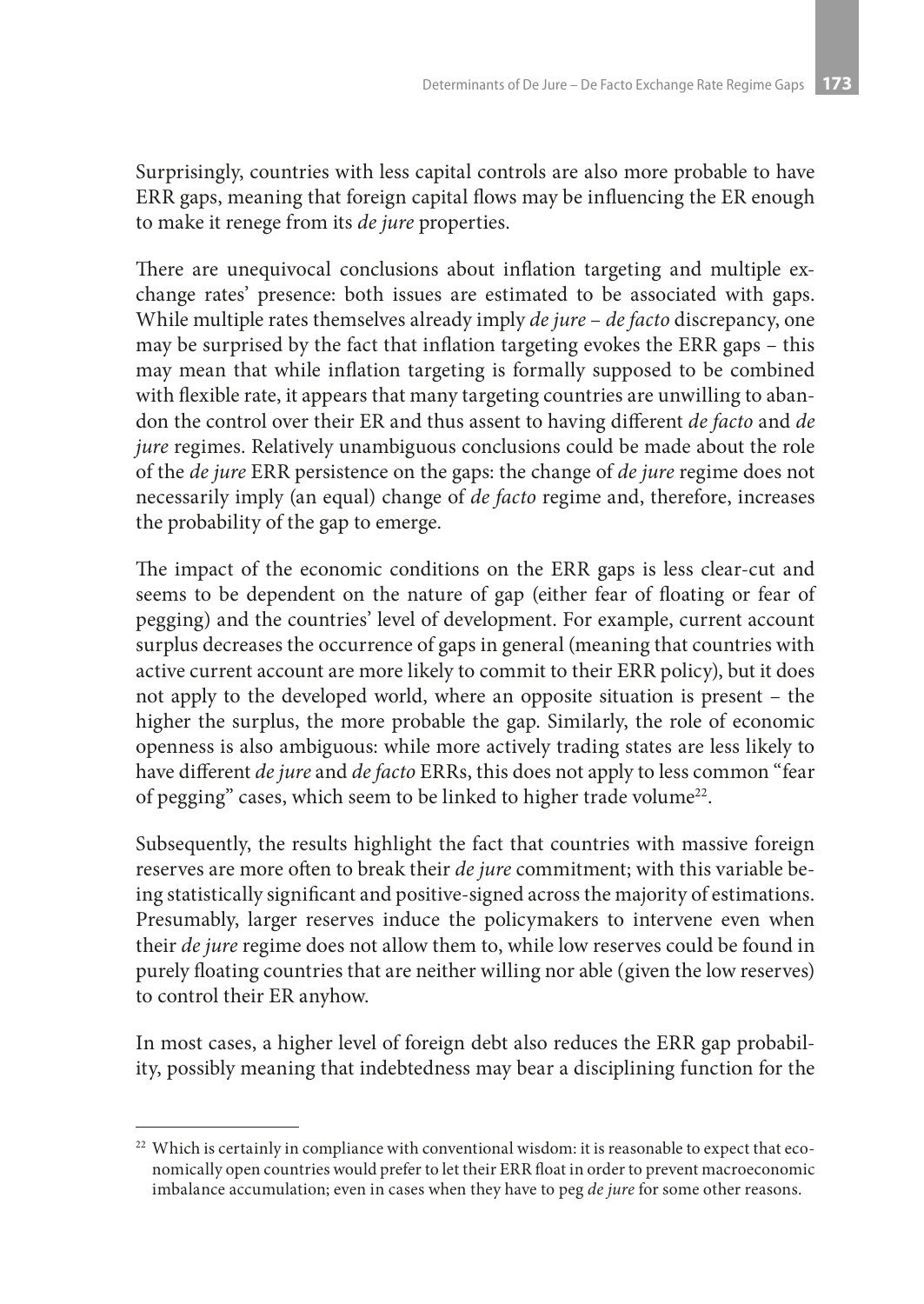Surprisingly, countries with less capital controls are also more probable to have ERR gaps, meaning that foreign capital flows may be influencing the ER enough to make it renege from its *de jure* properties.

There are unequivocal conclusions about inflation targeting and multiple exchange rates' presence: both issues are estimated to be associated with gaps. While multiple rates themselves already imply *de jure* – *de facto* discrepancy, one may be surprised by the fact that inflation targeting evokes the ERR gaps – this may mean that while inflation targeting is formally supposed to be combined with flexible rate, it appears that many targeting countries are unwilling to abandon the control over their ER and thus assent to having different *de facto* and *de jure* regimes. Relatively unambiguous conclusions could be made about the role of the *de jure* ERR persistence on the gaps: the change of *de jure* regime does not necessarily imply (an equal) change of *de facto* regime and, therefore, increases the probability of the gap to emerge.

The impact of the economic conditions on the ERR gaps is less clear-cut and seems to be dependent on the nature of gap (either fear of floating or fear of pegging) and the countries' level of development. For example, current account surplus decreases the occurrence of gaps in general (meaning that countries with active current account are more likely to commit to their ERR policy), but it does not apply to the developed world, where an opposite situation is present – the higher the surplus, the more probable the gap. Similarly, the role of economic openness is also ambiguous: while more actively trading states are less likely to have different *de jure* and *de facto* ERRs, this does not apply to less common "fear of pegging" cases, which seem to be linked to higher trade volume[22].

Subsequently, the results highlight the fact that countries with massive foreign reserves are more often to break their *de jure* commitment; with this variable being statistically significant and positive-signed across the majority of estimations. Presumably, larger reserves induce the policymakers to intervene even when their *de jure* regime does not allow them to, while low reserves could be found in purely floating countries that are neither willing nor able (given the low reserves) to control their ER anyhow.

In most cases, a higher level of foreign debt also reduces the ERR gap probability, possibly meaning that indebtedness may bear a disciplining function for the

---

[22] Which is certainly in compliance with conventional wisdom: it is reasonable to expect that economically open countries would prefer to let their ERR float in order to prevent macroeconomic imbalance accumulation; even in cases when they have to peg *de jure* for some other reasons.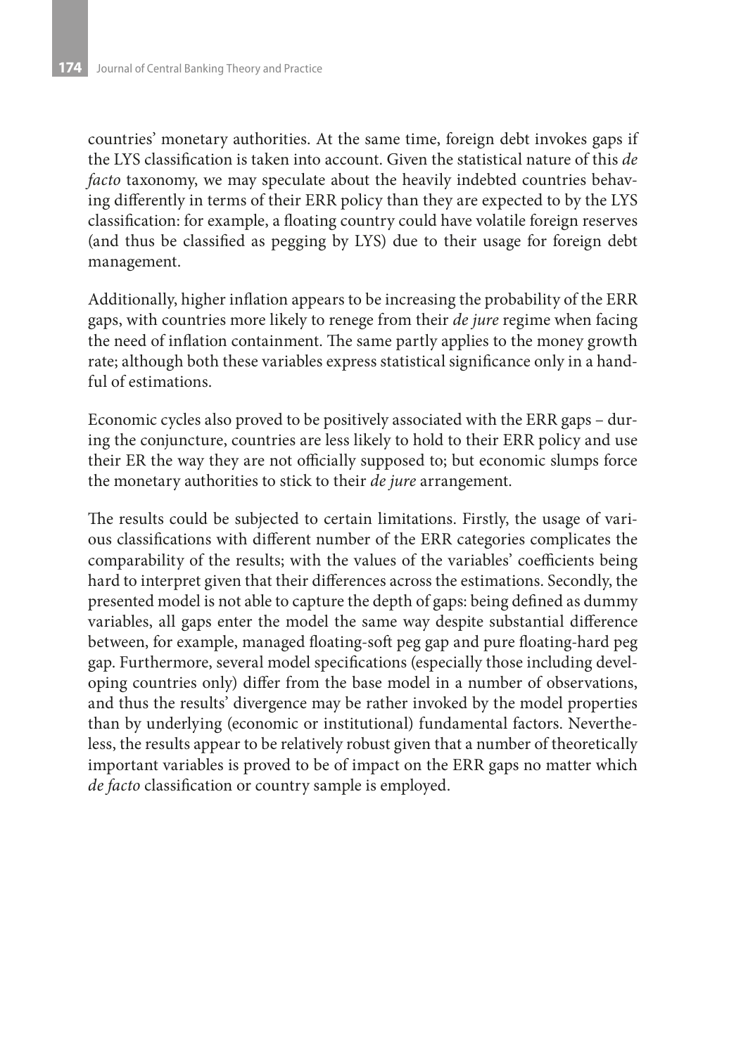countries' monetary authorities. At the same time, foreign debt invokes gaps if the LYS classification is taken into account. Given the statistical nature of this *de facto* taxonomy, we may speculate about the heavily indebted countries behaving differently in terms of their ERR policy than they are expected to by the LYS classification: for example, a floating country could have volatile foreign reserves (and thus be classified as pegging by LYS) due to their usage for foreign debt management.

Additionally, higher inflation appears to be increasing the probability of the ERR gaps, with countries more likely to renege from their *de jure* regime when facing the need of inflation containment. The same partly applies to the money growth rate; although both these variables express statistical significance only in a handful of estimations.

Economic cycles also proved to be positively associated with the ERR gaps – during the conjuncture, countries are less likely to hold to their ERR policy and use their ER the way they are not officially supposed to; but economic slumps force the monetary authorities to stick to their *de jure* arrangement.

The results could be subjected to certain limitations. Firstly, the usage of various classifications with different number of the ERR categories complicates the comparability of the results; with the values of the variables' coefficients being hard to interpret given that their differences across the estimations. Secondly, the presented model is not able to capture the depth of gaps: being defined as dummy variables, all gaps enter the model the same way despite substantial difference between, for example, managed floating-soft peg gap and pure floating-hard peg gap. Furthermore, several model specifications (especially those including developing countries only) differ from the base model in a number of observations, and thus the results' divergence may be rather invoked by the model properties than by underlying (economic or institutional) fundamental factors. Nevertheless, the results appear to be relatively robust given that a number of theoretically important variables is proved to be of impact on the ERR gaps no matter which *de facto* classification or country sample is employed.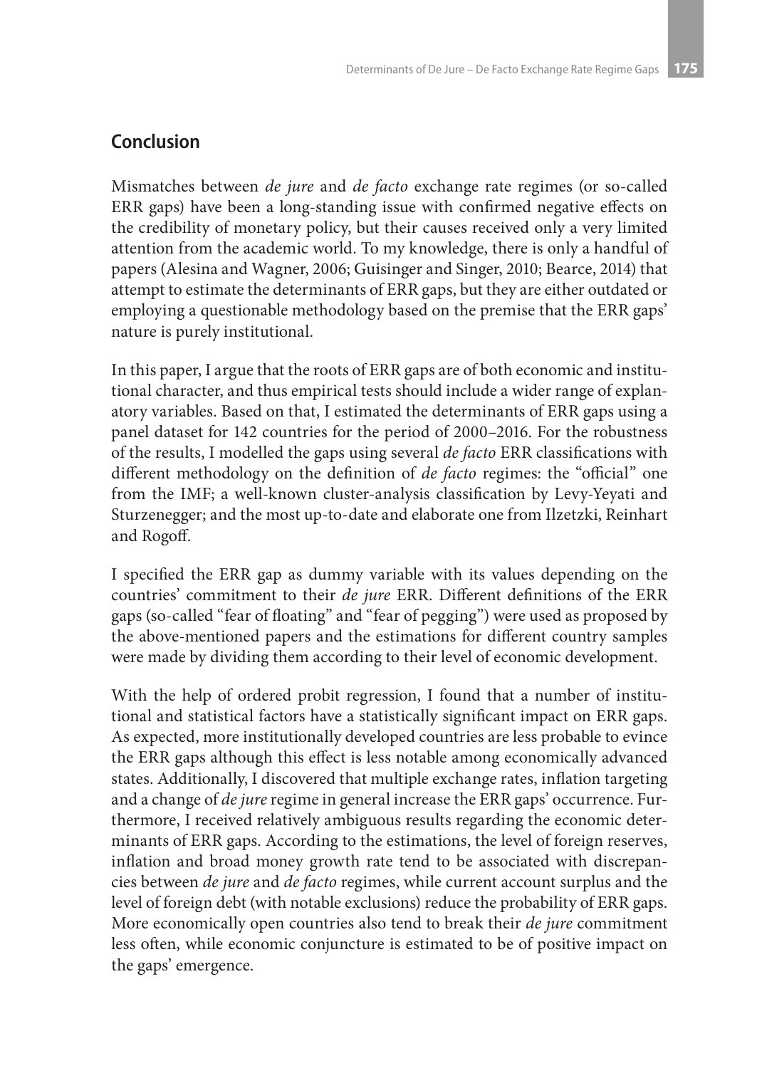## Conclusion

Mismatches between *de jure* and *de facto* exchange rate regimes (or so-called ERR gaps) have been a long-standing issue with confirmed negative effects on the credibility of monetary policy, but their causes received only a very limited attention from the academic world. To my knowledge, there is only a handful of papers (Alesina and Wagner, 2006; Guisinger and Singer, 2010; Bearce, 2014) that attempt to estimate the determinants of ERR gaps, but they are either outdated or employing a questionable methodology based on the premise that the ERR gaps' nature is purely institutional.

In this paper, I argue that the roots of ERR gaps are of both economic and institutional character, and thus empirical tests should include a wider range of explanatory variables. Based on that, I estimated the determinants of ERR gaps using a panel dataset for 142 countries for the period of 2000–2016. For the robustness of the results, I modelled the gaps using several *de facto* ERR classifications with different methodology on the definition of *de facto* regimes: the "official" one from the IMF; a well-known cluster-analysis classification by Levy-Yeyati and Sturzenegger; and the most up-to-date and elaborate one from Ilzetzki, Reinhart and Rogoff.

I specified the ERR gap as dummy variable with its values depending on the countries' commitment to their *de jure* ERR. Different definitions of the ERR gaps (so-called "fear of floating" and "fear of pegging") were used as proposed by the above-mentioned papers and the estimations for different country samples were made by dividing them according to their level of economic development.

With the help of ordered probit regression, I found that a number of institutional and statistical factors have a statistically significant impact on ERR gaps. As expected, more institutionally developed countries are less probable to evince the ERR gaps although this effect is less notable among economically advanced states. Additionally, I discovered that multiple exchange rates, inflation targeting and a change of *de jure* regime in general increase the ERR gaps' occurrence. Furthermore, I received relatively ambiguous results regarding the economic determinants of ERR gaps. According to the estimations, the level of foreign reserves, inflation and broad money growth rate tend to be associated with discrepancies between *de jure* and *de facto* regimes, while current account surplus and the level of foreign debt (with notable exclusions) reduce the probability of ERR gaps. More economically open countries also tend to break their *de jure* commitment less often, while economic conjuncture is estimated to be of positive impact on the gaps' emergence.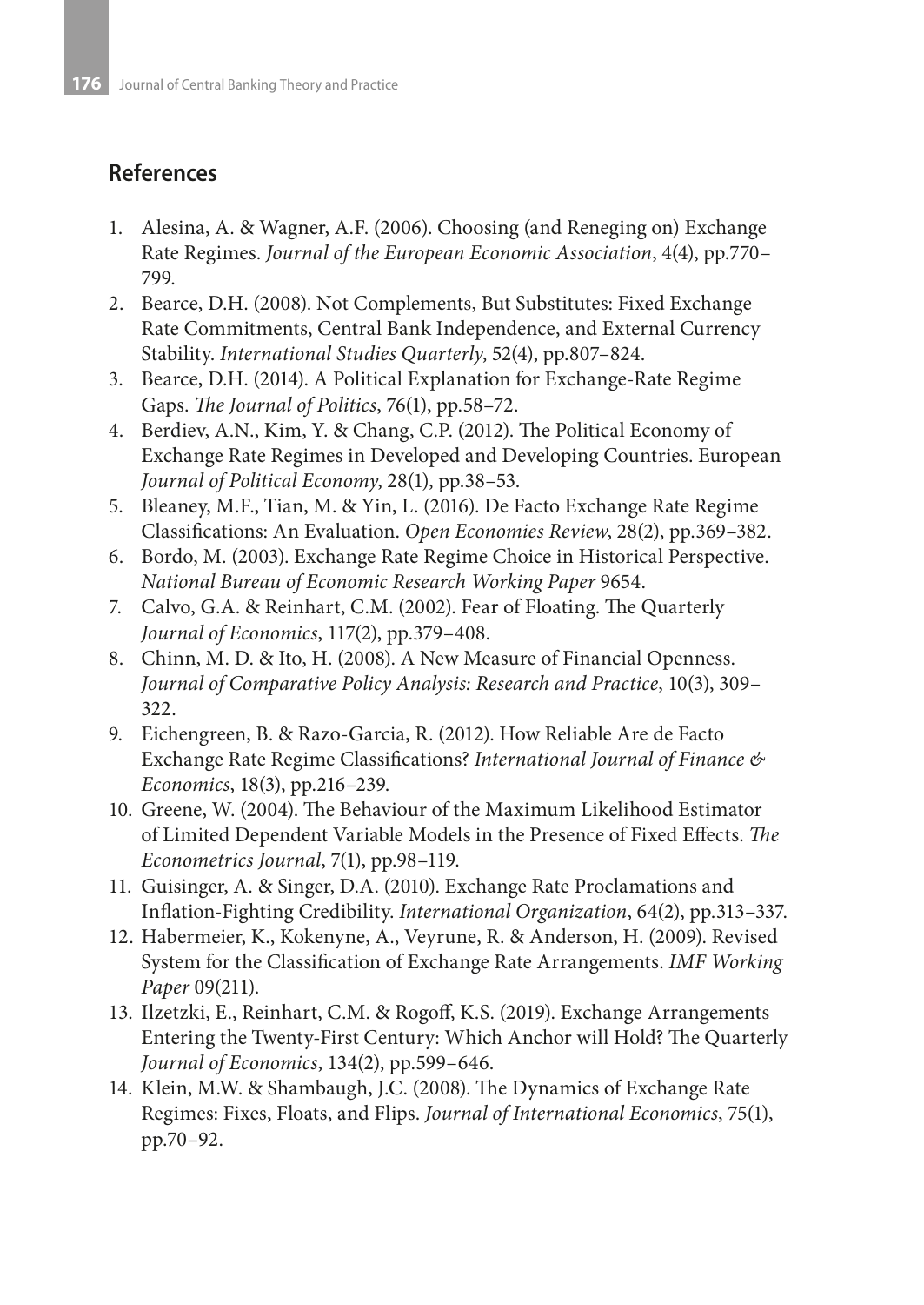## References

1. Alesina, A. & Wagner, A.F. (2006). Choosing (and Reneging on) Exchange Rate Regimes. *Journal of the European Economic Association*, 4(4), pp.770–799.
2. Bearce, D.H. (2008). Not Complements, But Substitutes: Fixed Exchange Rate Commitments, Central Bank Independence, and External Currency Stability. *International Studies Quarterly*, 52(4), pp.807–824.
3. Bearce, D.H. (2014). A Political Explanation for Exchange-Rate Regime Gaps. *The Journal of Politics*, 76(1), pp.58–72.
4. Berdiev, A.N., Kim, Y. & Chang, C.P. (2012). The Political Economy of Exchange Rate Regimes in Developed and Developing Countries. European *Journal of Political Economy*, 28(1), pp.38–53.
5. Bleaney, M.F., Tian, M. & Yin, L. (2016). De Facto Exchange Rate Regime Classifications: An Evaluation. *Open Economies Review*, 28(2), pp.369–382.
6. Bordo, M. (2003). Exchange Rate Regime Choice in Historical Perspective. *National Bureau of Economic Research Working Paper* 9654.
7. Calvo, G.A. & Reinhart, C.M. (2002). Fear of Floating. The Quarterly *Journal of Economics*, 117(2), pp.379–408.
8. Chinn, M. D. & Ito, H. (2008). A New Measure of Financial Openness. *Journal of Comparative Policy Analysis: Research and Practice*, 10(3), 309–322.
9. Eichengreen, B. & Razo-Garcia, R. (2012). How Reliable Are de Facto Exchange Rate Regime Classifications? *International Journal of Finance & Economics*, 18(3), pp.216–239.
10. Greene, W. (2004). The Behaviour of the Maximum Likelihood Estimator of Limited Dependent Variable Models in the Presence of Fixed Effects. *The Econometrics Journal*, 7(1), pp.98–119.
11. Guisinger, A. & Singer, D.A. (2010). Exchange Rate Proclamations and Inflation-Fighting Credibility. *International Organization*, 64(2), pp.313–337.
12. Habermeier, K., Kokenyne, A., Veyrune, R. & Anderson, H. (2009). Revised System for the Classification of Exchange Rate Arrangements. *IMF Working Paper* 09(211).
13. Ilzetzki, E., Reinhart, C.M. & Rogoff, K.S. (2019). Exchange Arrangements Entering the Twenty-First Century: Which Anchor will Hold? The Quarterly *Journal of Economics*, 134(2), pp.599–646.
14. Klein, M.W. & Shambaugh, J.C. (2008). The Dynamics of Exchange Rate Regimes: Fixes, Floats, and Flips. *Journal of International Economics*, 75(1), pp.70–92.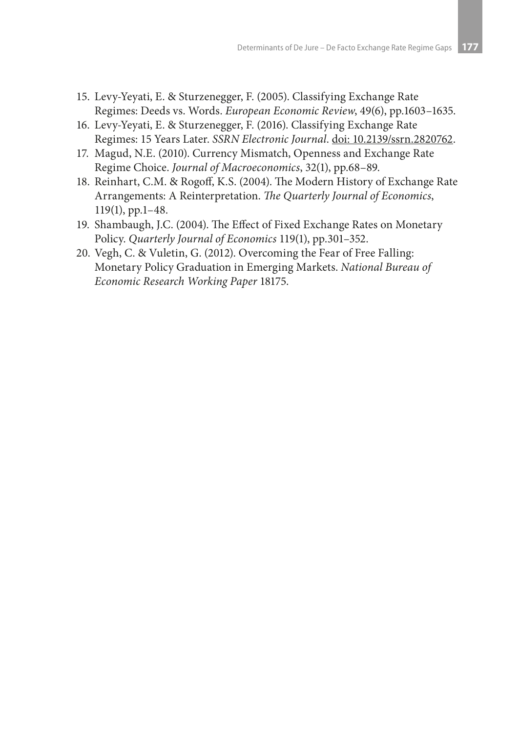15. Levy-Yeyati, E. & Sturzenegger, F. (2005). Classifying Exchange Rate Regimes: Deeds vs. Words. *European Economic Review*, 49(6), pp.1603–1635.
16. Levy-Yeyati, E. & Sturzenegger, F. (2016). Classifying Exchange Rate Regimes: 15 Years Later. *SSRN Electronic Journal*. doi: 10.2139/ssrn.2820762.
17. Magud, N.E. (2010). Currency Mismatch, Openness and Exchange Rate Regime Choice. *Journal of Macroeconomics*, 32(1), pp.68–89.
18. Reinhart, C.M. & Rogoff, K.S. (2004). The Modern History of Exchange Rate Arrangements: A Reinterpretation. *The Quarterly Journal of Economics*, 119(1), pp.1–48.
19. Shambaugh, J.C. (2004). The Effect of Fixed Exchange Rates on Monetary Policy. *Quarterly Journal of Economics* 119(1), pp.301–352.
20. Vegh, C. & Vuletin, G. (2012). Overcoming the Fear of Free Falling: Monetary Policy Graduation in Emerging Markets. *National Bureau of Economic Research Working Paper* 18175.